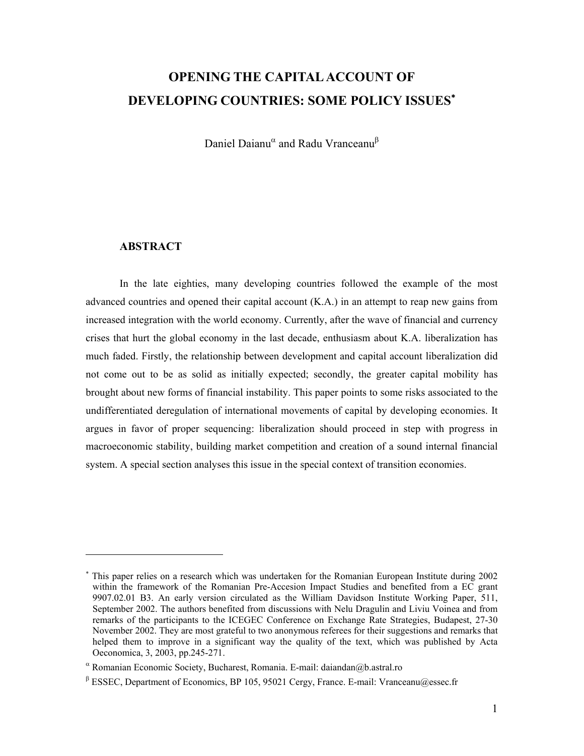# OPENING THE CAPITAL ACCOUNT OF DEVELOPING COUNTRIES: SOME POLICY ISSUES[*]

Daniel Daianu[α] and Radu Vranceanu[β]

## ABSTRACT

In the late eighties, many developing countries followed the example of the most advanced countries and opened their capital account (K.A.) in an attempt to reap new gains from increased integration with the world economy. Currently, after the wave of financial and currency crises that hurt the global economy in the last decade, enthusiasm about K.A. liberalization has much faded. Firstly, the relationship between development and capital account liberalization did not come out to be as solid as initially expected; secondly, the greater capital mobility has brought about new forms of financial instability. This paper points to some risks associated to the undifferentiated deregulation of international movements of capital by developing economies. It argues in favor of proper sequencing: liberalization should proceed in step with progress in macroeconomic stability, building market competition and creation of a sound internal financial system. A special section analyses this issue in the special context of transition economies.

---

[*] This paper relies on a research which was undertaken for the Romanian European Institute during 2002 within the framework of the Romanian Pre-Accesion Impact Studies and benefited from a EC grant 9907.02.01 B3. An early version circulated as the William Davidson Institute Working Paper, 511, September 2002. The authors benefited from discussions with Nelu Dragulin and Liviu Voinea and from remarks of the participants to the ICEGEC Conference on Exchange Rate Strategies, Budapest, 27-30 November 2002. They are most grateful to two anonymous referees for their suggestions and remarks that helped them to improve in a significant way the quality of the text, which was published by Acta Oeconomica, 3, 2003, pp.245-271.

[α] Romanian Economic Society, Bucharest, Romania. E-mail: daiandan@b.astral.ro

[β] ESSEC, Department of Economics, BP 105, 95021 Cergy, France. E-mail: Vranceanu@essec.fr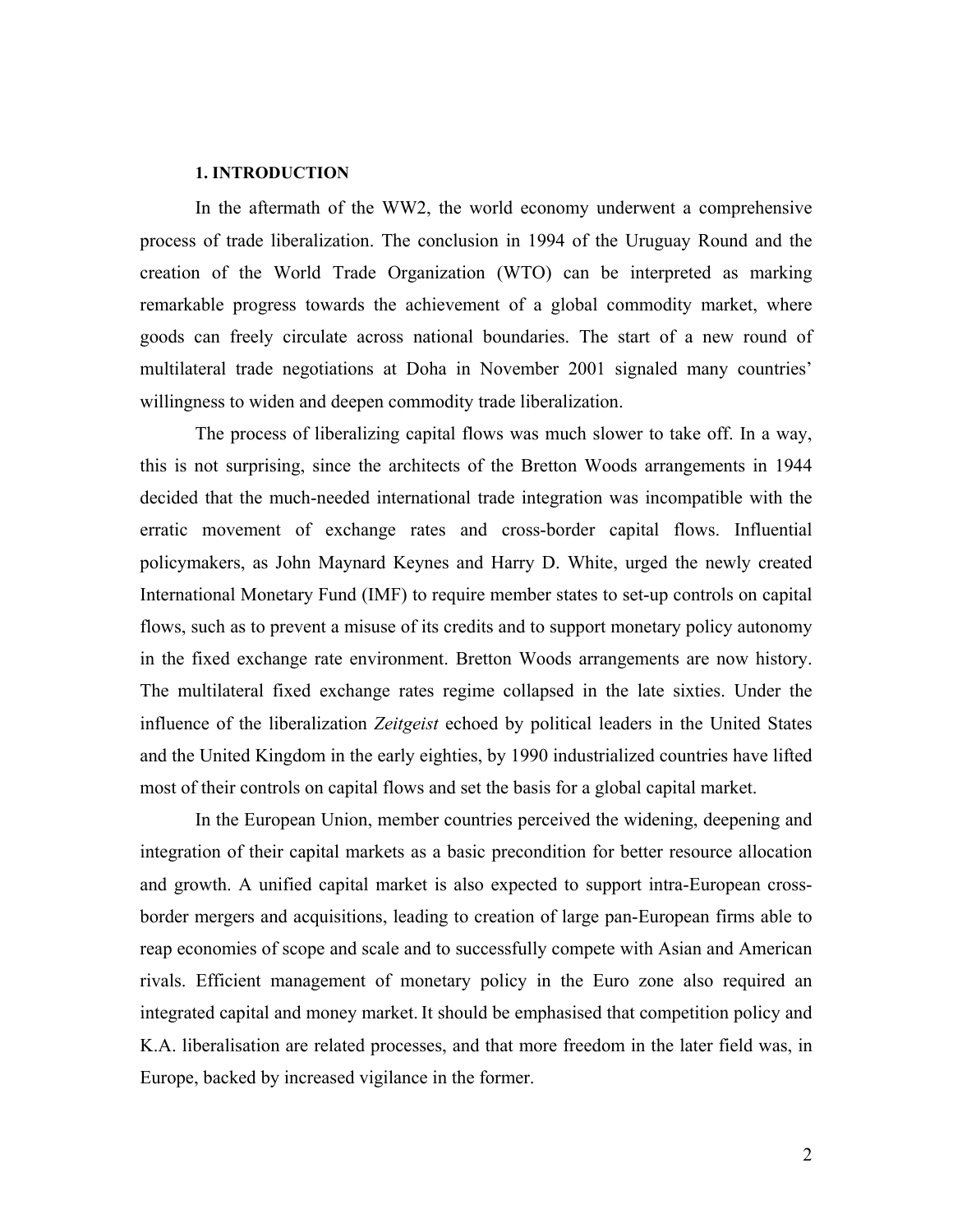## 1. INTRODUCTION

In the aftermath of the WW2, the world economy underwent a comprehensive process of trade liberalization. The conclusion in 1994 of the Uruguay Round and the creation of the World Trade Organization (WTO) can be interpreted as marking remarkable progress towards the achievement of a global commodity market, where goods can freely circulate across national boundaries. The start of a new round of multilateral trade negotiations at Doha in November 2001 signaled many countries' willingness to widen and deepen commodity trade liberalization.

The process of liberalizing capital flows was much slower to take off. In a way, this is not surprising, since the architects of the Bretton Woods arrangements in 1944 decided that the much-needed international trade integration was incompatible with the erratic movement of exchange rates and cross-border capital flows. Influential policymakers, as John Maynard Keynes and Harry D. White, urged the newly created International Monetary Fund (IMF) to require member states to set-up controls on capital flows, such as to prevent a misuse of its credits and to support monetary policy autonomy in the fixed exchange rate environment. Bretton Woods arrangements are now history. The multilateral fixed exchange rates regime collapsed in the late sixties. Under the influence of the liberalization *Zeitgeist* echoed by political leaders in the United States and the United Kingdom in the early eighties, by 1990 industrialized countries have lifted most of their controls on capital flows and set the basis for a global capital market.

In the European Union, member countries perceived the widening, deepening and integration of their capital markets as a basic precondition for better resource allocation and growth. A unified capital market is also expected to support intra-European cross-border mergers and acquisitions, leading to creation of large pan-European firms able to reap economies of scope and scale and to successfully compete with Asian and American rivals. Efficient management of monetary policy in the Euro zone also required an integrated capital and money market. It should be emphasised that competition policy and K.A. liberalisation are related processes, and that more freedom in the later field was, in Europe, backed by increased vigilance in the former.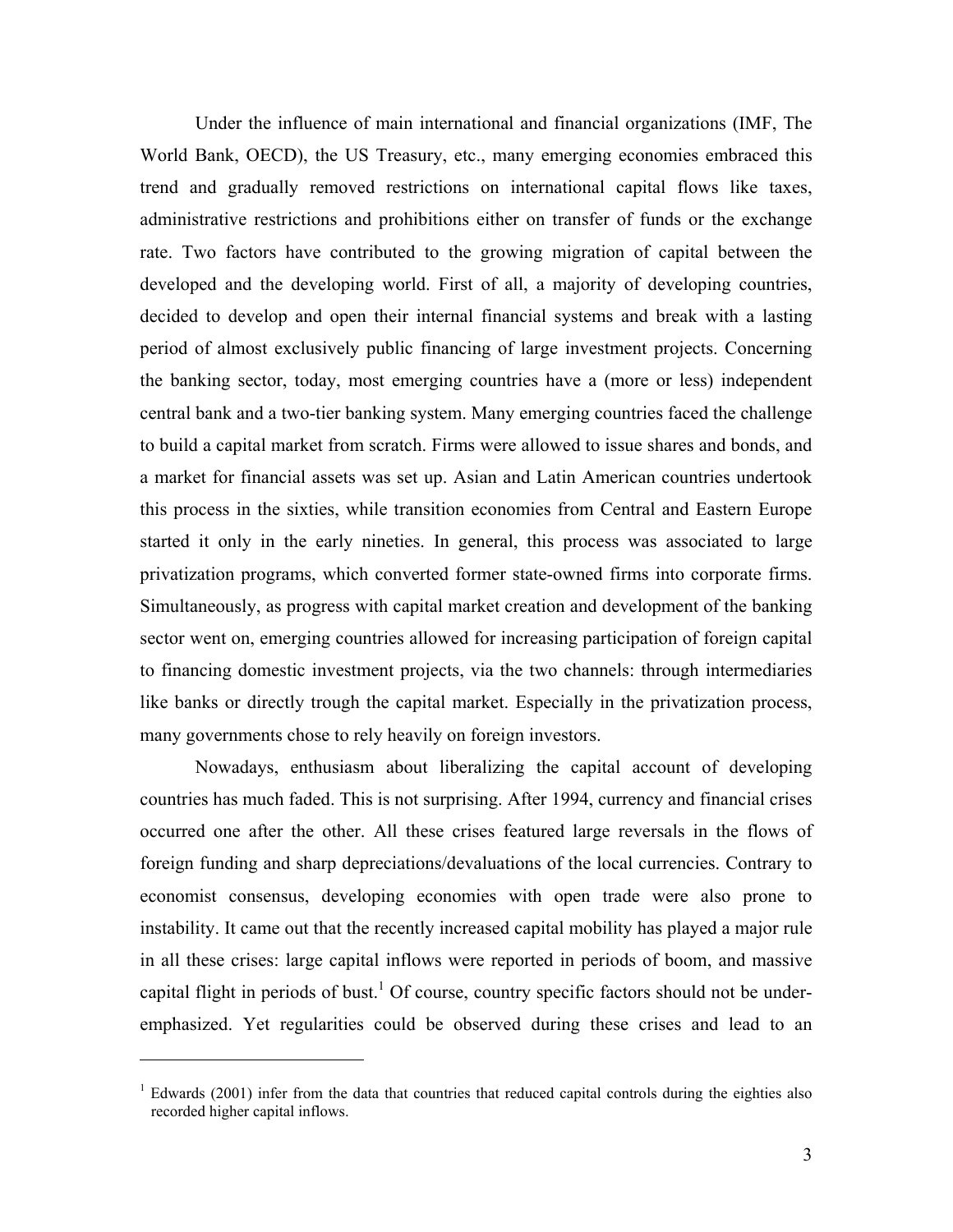Under the influence of main international and financial organizations (IMF, The World Bank, OECD), the US Treasury, etc., many emerging economies embraced this trend and gradually removed restrictions on international capital flows like taxes, administrative restrictions and prohibitions either on transfer of funds or the exchange rate. Two factors have contributed to the growing migration of capital between the developed and the developing world. First of all, a majority of developing countries, decided to develop and open their internal financial systems and break with a lasting period of almost exclusively public financing of large investment projects. Concerning the banking sector, today, most emerging countries have a (more or less) independent central bank and a two-tier banking system. Many emerging countries faced the challenge to build a capital market from scratch. Firms were allowed to issue shares and bonds, and a market for financial assets was set up. Asian and Latin American countries undertook this process in the sixties, while transition economies from Central and Eastern Europe started it only in the early nineties. In general, this process was associated to large privatization programs, which converted former state-owned firms into corporate firms. Simultaneously, as progress with capital market creation and development of the banking sector went on, emerging countries allowed for increasing participation of foreign capital to financing domestic investment projects, via the two channels: through intermediaries like banks or directly trough the capital market. Especially in the privatization process, many governments chose to rely heavily on foreign investors.

Nowadays, enthusiasm about liberalizing the capital account of developing countries has much faded. This is not surprising. After 1994, currency and financial crises occurred one after the other. All these crises featured large reversals in the flows of foreign funding and sharp depreciations/devaluations of the local currencies. Contrary to economist consensus, developing economies with open trade were also prone to instability. It came out that the recently increased capital mobility has played a major rule in all these crises: large capital inflows were reported in periods of boom, and massive capital flight in periods of bust.[1] Of course, country specific factors should not be under-emphasized. Yet regularities could be observed during these crises and lead to an

[1] Edwards (2001) infer from the data that countries that reduced capital controls during the eighties also recorded higher capital inflows.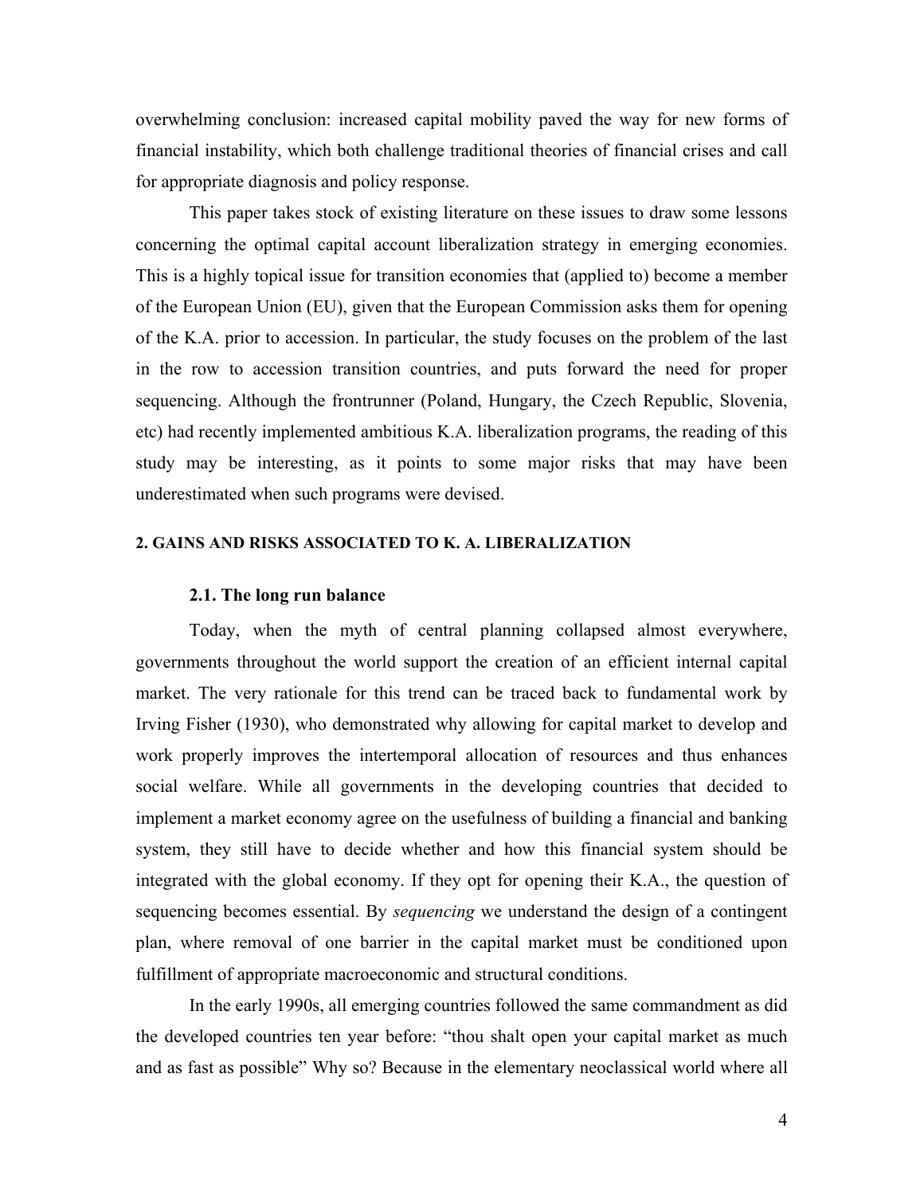overwhelming conclusion: increased capital mobility paved the way for new forms of financial instability, which both challenge traditional theories of financial crises and call for appropriate diagnosis and policy response.

This paper takes stock of existing literature on these issues to draw some lessons concerning the optimal capital account liberalization strategy in emerging economies. This is a highly topical issue for transition economies that (applied to) become a member of the European Union (EU), given that the European Commission asks them for opening of the K.A. prior to accession. In particular, the study focuses on the problem of the last in the row to accession transition countries, and puts forward the need for proper sequencing. Although the frontrunner (Poland, Hungary, the Czech Republic, Slovenia, etc) had recently implemented ambitious K.A. liberalization programs, the reading of this study may be interesting, as it points to some major risks that may have been underestimated when such programs were devised.

## 2. GAINS AND RISKS ASSOCIATED TO K. A. LIBERALIZATION

### 2.1. The long run balance

Today, when the myth of central planning collapsed almost everywhere, governments throughout the world support the creation of an efficient internal capital market. The very rationale for this trend can be traced back to fundamental work by Irving Fisher (1930), who demonstrated why allowing for capital market to develop and work properly improves the intertemporal allocation of resources and thus enhances social welfare. While all governments in the developing countries that decided to implement a market economy agree on the usefulness of building a financial and banking system, they still have to decide whether and how this financial system should be integrated with the global economy. If they opt for opening their K.A., the question of sequencing becomes essential. By *sequencing* we understand the design of a contingent plan, where removal of one barrier in the capital market must be conditioned upon fulfillment of appropriate macroeconomic and structural conditions.

In the early 1990s, all emerging countries followed the same commandment as did the developed countries ten year before: "thou shalt open your capital market as much and as fast as possible" Why so? Because in the elementary neoclassical world where all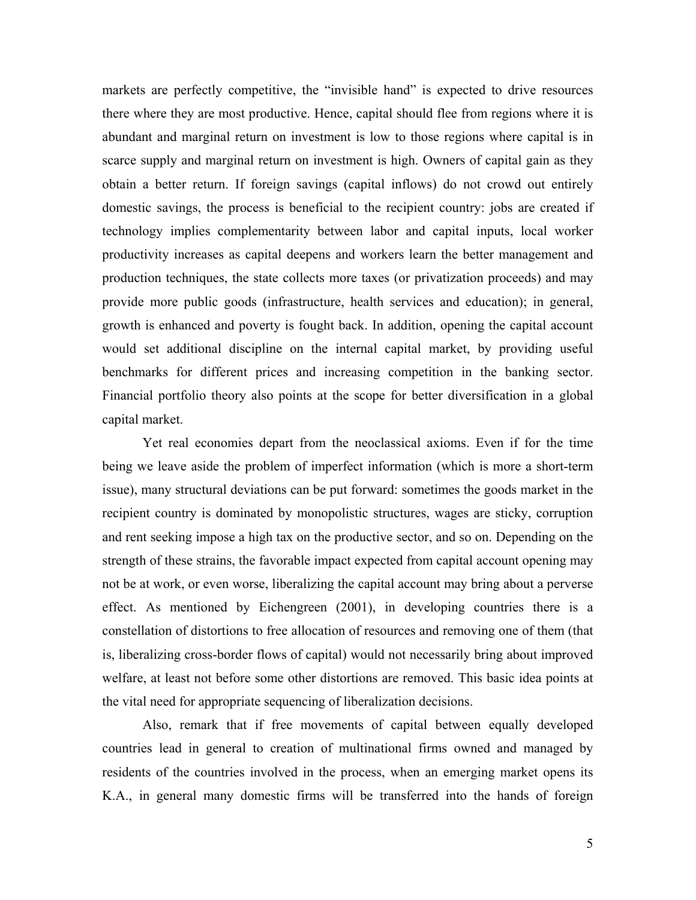markets are perfectly competitive, the "invisible hand" is expected to drive resources there where they are most productive. Hence, capital should flee from regions where it is abundant and marginal return on investment is low to those regions where capital is in scarce supply and marginal return on investment is high. Owners of capital gain as they obtain a better return. If foreign savings (capital inflows) do not crowd out entirely domestic savings, the process is beneficial to the recipient country: jobs are created if technology implies complementarity between labor and capital inputs, local worker productivity increases as capital deepens and workers learn the better management and production techniques, the state collects more taxes (or privatization proceeds) and may provide more public goods (infrastructure, health services and education); in general, growth is enhanced and poverty is fought back. In addition, opening the capital account would set additional discipline on the internal capital market, by providing useful benchmarks for different prices and increasing competition in the banking sector. Financial portfolio theory also points at the scope for better diversification in a global capital market.

Yet real economies depart from the neoclassical axioms. Even if for the time being we leave aside the problem of imperfect information (which is more a short-term issue), many structural deviations can be put forward: sometimes the goods market in the recipient country is dominated by monopolistic structures, wages are sticky, corruption and rent seeking impose a high tax on the productive sector, and so on. Depending on the strength of these strains, the favorable impact expected from capital account opening may not be at work, or even worse, liberalizing the capital account may bring about a perverse effect. As mentioned by Eichengreen (2001), in developing countries there is a constellation of distortions to free allocation of resources and removing one of them (that is, liberalizing cross-border flows of capital) would not necessarily bring about improved welfare, at least not before some other distortions are removed. This basic idea points at the vital need for appropriate sequencing of liberalization decisions.

Also, remark that if free movements of capital between equally developed countries lead in general to creation of multinational firms owned and managed by residents of the countries involved in the process, when an emerging market opens its K.A., in general many domestic firms will be transferred into the hands of foreign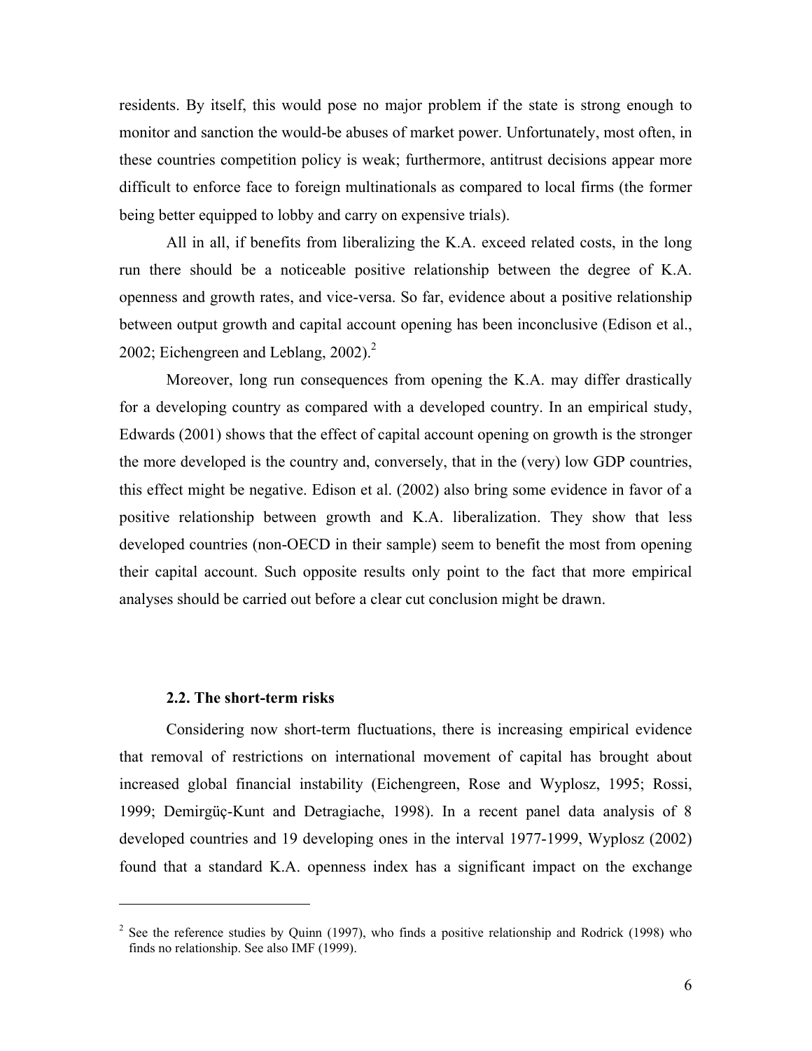residents. By itself, this would pose no major problem if the state is strong enough to monitor and sanction the would-be abuses of market power. Unfortunately, most often, in these countries competition policy is weak; furthermore, antitrust decisions appear more difficult to enforce face to foreign multinationals as compared to local firms (the former being better equipped to lobby and carry on expensive trials).

All in all, if benefits from liberalizing the K.A. exceed related costs, in the long run there should be a noticeable positive relationship between the degree of K.A. openness and growth rates, and vice-versa. So far, evidence about a positive relationship between output growth and capital account opening has been inconclusive (Edison et al., 2002; Eichengreen and Leblang, 2002).[2]

Moreover, long run consequences from opening the K.A. may differ drastically for a developing country as compared with a developed country. In an empirical study, Edwards (2001) shows that the effect of capital account opening on growth is the stronger the more developed is the country and, conversely, that in the (very) low GDP countries, this effect might be negative. Edison et al. (2002) also bring some evidence in favor of a positive relationship between growth and K.A. liberalization. They show that less developed countries (non-OECD in their sample) seem to benefit the most from opening their capital account. Such opposite results only point to the fact that more empirical analyses should be carried out before a clear cut conclusion might be drawn.

### 2.2. The short-term risks

Considering now short-term fluctuations, there is increasing empirical evidence that removal of restrictions on international movement of capital has brought about increased global financial instability (Eichengreen, Rose and Wyplosz, 1995; Rossi, 1999; Demirgüç-Kunt and Detragiache, 1998). In a recent panel data analysis of 8 developed countries and 19 developing ones in the interval 1977-1999, Wyplosz (2002) found that a standard K.A. openness index has a significant impact on the exchange

---

[2] See the reference studies by Quinn (1997), who finds a positive relationship and Rodrick (1998) who finds no relationship. See also IMF (1999).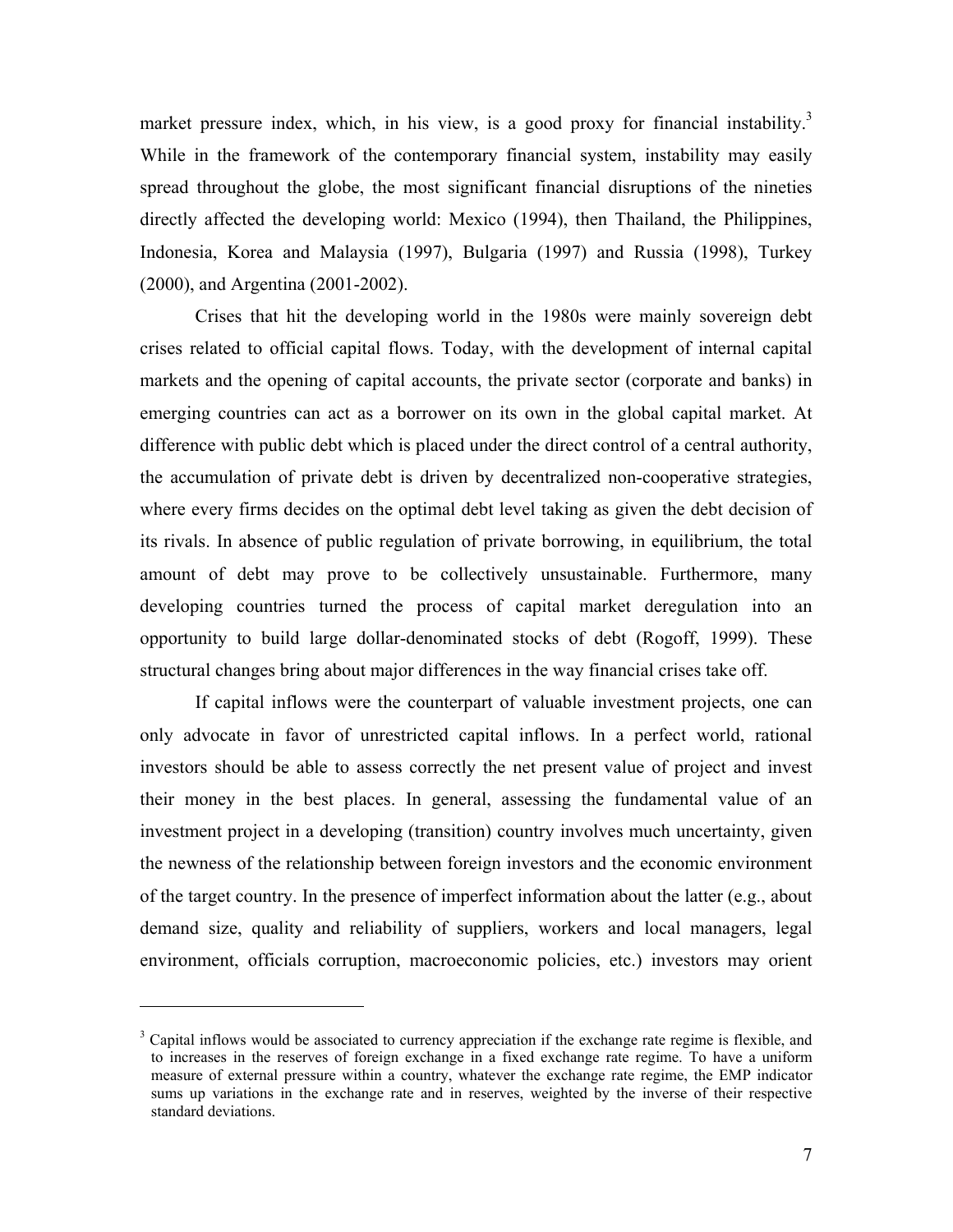market pressure index, which, in his view, is a good proxy for financial instability.[3] While in the framework of the contemporary financial system, instability may easily spread throughout the globe, the most significant financial disruptions of the nineties directly affected the developing world: Mexico (1994), then Thailand, the Philippines, Indonesia, Korea and Malaysia (1997), Bulgaria (1997) and Russia (1998), Turkey (2000), and Argentina (2001-2002).

Crises that hit the developing world in the 1980s were mainly sovereign debt crises related to official capital flows. Today, with the development of internal capital markets and the opening of capital accounts, the private sector (corporate and banks) in emerging countries can act as a borrower on its own in the global capital market. At difference with public debt which is placed under the direct control of a central authority, the accumulation of private debt is driven by decentralized non-cooperative strategies, where every firms decides on the optimal debt level taking as given the debt decision of its rivals. In absence of public regulation of private borrowing, in equilibrium, the total amount of debt may prove to be collectively unsustainable. Furthermore, many developing countries turned the process of capital market deregulation into an opportunity to build large dollar-denominated stocks of debt (Rogoff, 1999). These structural changes bring about major differences in the way financial crises take off.

If capital inflows were the counterpart of valuable investment projects, one can only advocate in favor of unrestricted capital inflows. In a perfect world, rational investors should be able to assess correctly the net present value of project and invest their money in the best places. In general, assessing the fundamental value of an investment project in a developing (transition) country involves much uncertainty, given the newness of the relationship between foreign investors and the economic environment of the target country. In the presence of imperfect information about the latter (e.g., about demand size, quality and reliability of suppliers, workers and local managers, legal environment, officials corruption, macroeconomic policies, etc.) investors may orient

[3] Capital inflows would be associated to currency appreciation if the exchange rate regime is flexible, and to increases in the reserves of foreign exchange in a fixed exchange rate regime. To have a uniform measure of external pressure within a country, whatever the exchange rate regime, the EMP indicator sums up variations in the exchange rate and in reserves, weighted by the inverse of their respective standard deviations.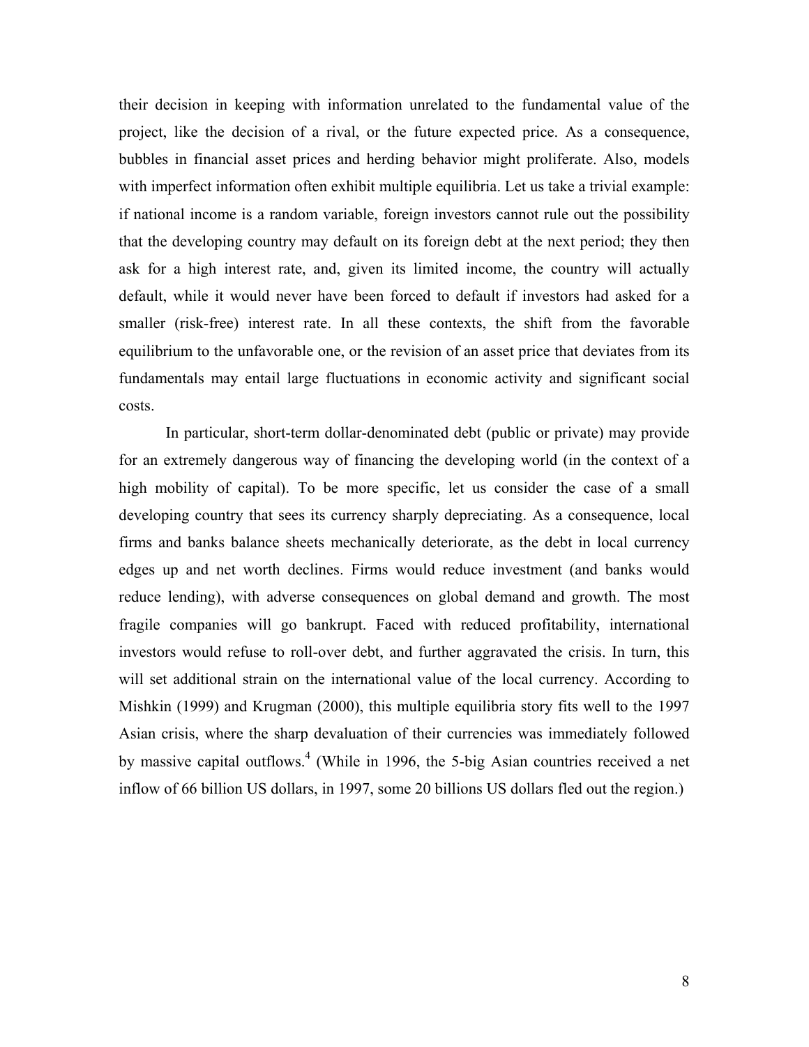their decision in keeping with information unrelated to the fundamental value of the project, like the decision of a rival, or the future expected price. As a consequence, bubbles in financial asset prices and herding behavior might proliferate. Also, models with imperfect information often exhibit multiple equilibria. Let us take a trivial example: if national income is a random variable, foreign investors cannot rule out the possibility that the developing country may default on its foreign debt at the next period; they then ask for a high interest rate, and, given its limited income, the country will actually default, while it would never have been forced to default if investors had asked for a smaller (risk-free) interest rate. In all these contexts, the shift from the favorable equilibrium to the unfavorable one, or the revision of an asset price that deviates from its fundamentals may entail large fluctuations in economic activity and significant social costs.

In particular, short-term dollar-denominated debt (public or private) may provide for an extremely dangerous way of financing the developing world (in the context of a high mobility of capital). To be more specific, let us consider the case of a small developing country that sees its currency sharply depreciating. As a consequence, local firms and banks balance sheets mechanically deteriorate, as the debt in local currency edges up and net worth declines. Firms would reduce investment (and banks would reduce lending), with adverse consequences on global demand and growth. The most fragile companies will go bankrupt. Faced with reduced profitability, international investors would refuse to roll-over debt, and further aggravated the crisis. In turn, this will set additional strain on the international value of the local currency. According to Mishkin (1999) and Krugman (2000), this multiple equilibria story fits well to the 1997 Asian crisis, where the sharp devaluation of their currencies was immediately followed by massive capital outflows.[4] (While in 1996, the 5-big Asian countries received a net inflow of 66 billion US dollars, in 1997, some 20 billions US dollars fled out the region.)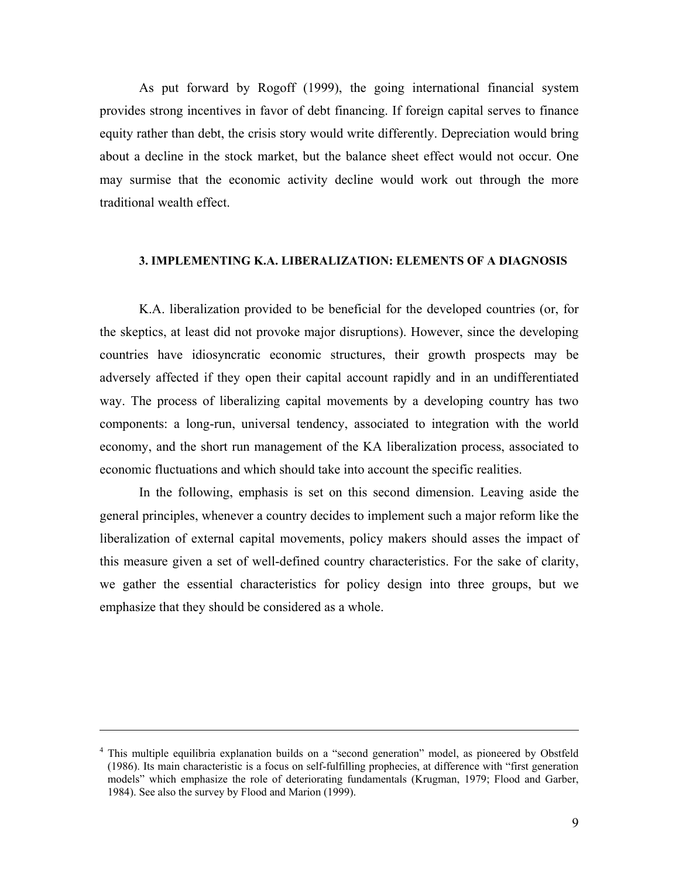As put forward by Rogoff (1999), the going international financial system provides strong incentives in favor of debt financing. If foreign capital serves to finance equity rather than debt, the crisis story would write differently. Depreciation would bring about a decline in the stock market, but the balance sheet effect would not occur. One may surmise that the economic activity decline would work out through the more traditional wealth effect.

### 3. IMPLEMENTING K.A. LIBERALIZATION: ELEMENTS OF A DIAGNOSIS

K.A. liberalization provided to be beneficial for the developed countries (or, for the skeptics, at least did not provoke major disruptions). However, since the developing countries have idiosyncratic economic structures, their growth prospects may be adversely affected if they open their capital account rapidly and in an undifferentiated way. The process of liberalizing capital movements by a developing country has two components: a long-run, universal tendency, associated to integration with the world economy, and the short run management of the KA liberalization process, associated to economic fluctuations and which should take into account the specific realities.

In the following, emphasis is set on this second dimension. Leaving aside the general principles, whenever a country decides to implement such a major reform like the liberalization of external capital movements, policy makers should asses the impact of this measure given a set of well-defined country characteristics. For the sake of clarity, we gather the essential characteristics for policy design into three groups, but we emphasize that they should be considered as a whole.

---

[4] This multiple equilibria explanation builds on a "second generation" model, as pioneered by Obstfeld (1986). Its main characteristic is a focus on self-fulfilling prophecies, at difference with "first generation models" which emphasize the role of deteriorating fundamentals (Krugman, 1979; Flood and Garber, 1984). See also the survey by Flood and Marion (1999).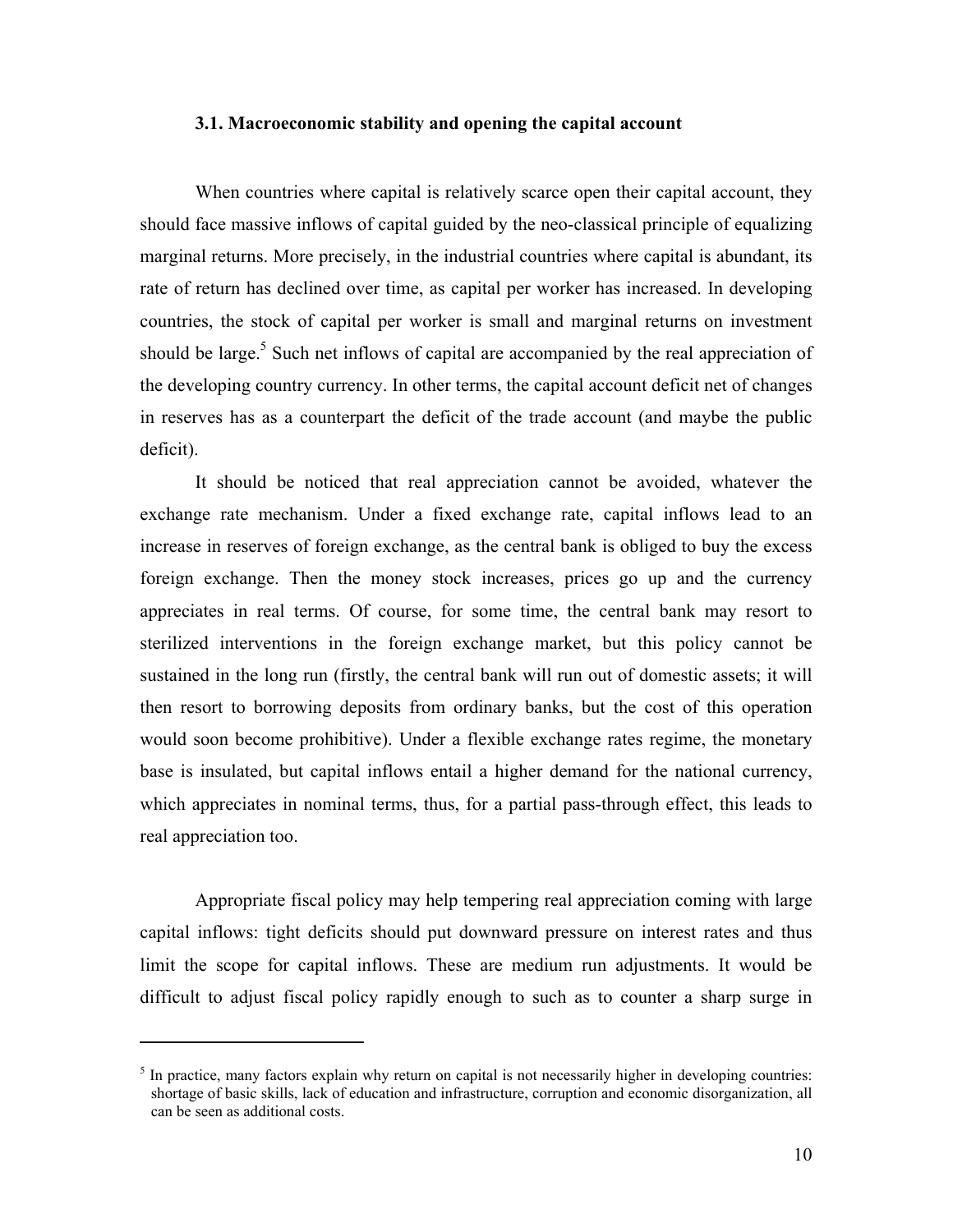### 3.1. Macroeconomic stability and opening the capital account

When countries where capital is relatively scarce open their capital account, they should face massive inflows of capital guided by the neo-classical principle of equalizing marginal returns. More precisely, in the industrial countries where capital is abundant, its rate of return has declined over time, as capital per worker has increased. In developing countries, the stock of capital per worker is small and marginal returns on investment should be large.[5] Such net inflows of capital are accompanied by the real appreciation of the developing country currency. In other terms, the capital account deficit net of changes in reserves has as a counterpart the deficit of the trade account (and maybe the public deficit).

It should be noticed that real appreciation cannot be avoided, whatever the exchange rate mechanism. Under a fixed exchange rate, capital inflows lead to an increase in reserves of foreign exchange, as the central bank is obliged to buy the excess foreign exchange. Then the money stock increases, prices go up and the currency appreciates in real terms. Of course, for some time, the central bank may resort to sterilized interventions in the foreign exchange market, but this policy cannot be sustained in the long run (firstly, the central bank will run out of domestic assets; it will then resort to borrowing deposits from ordinary banks, but the cost of this operation would soon become prohibitive). Under a flexible exchange rates regime, the monetary base is insulated, but capital inflows entail a higher demand for the national currency, which appreciates in nominal terms, thus, for a partial pass-through effect, this leads to real appreciation too.

Appropriate fiscal policy may help tempering real appreciation coming with large capital inflows: tight deficits should put downward pressure on interest rates and thus limit the scope for capital inflows. These are medium run adjustments. It would be difficult to adjust fiscal policy rapidly enough to such as to counter a sharp surge in

[5] In practice, many factors explain why return on capital is not necessarily higher in developing countries: shortage of basic skills, lack of education and infrastructure, corruption and economic disorganization, all can be seen as additional costs.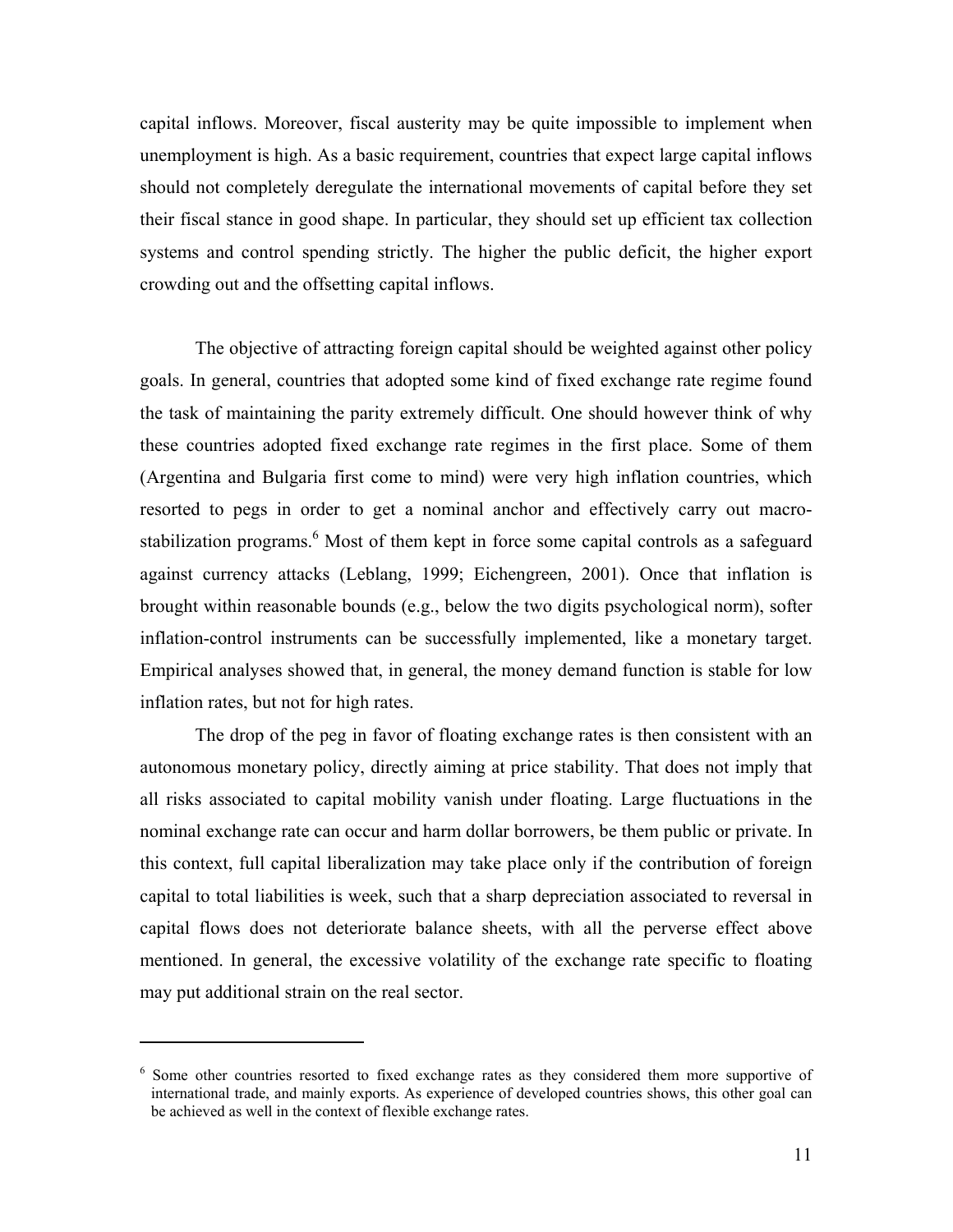capital inflows. Moreover, fiscal austerity may be quite impossible to implement when unemployment is high. As a basic requirement, countries that expect large capital inflows should not completely deregulate the international movements of capital before they set their fiscal stance in good shape. In particular, they should set up efficient tax collection systems and control spending strictly. The higher the public deficit, the higher export crowding out and the offsetting capital inflows.

The objective of attracting foreign capital should be weighted against other policy goals. In general, countries that adopted some kind of fixed exchange rate regime found the task of maintaining the parity extremely difficult. One should however think of why these countries adopted fixed exchange rate regimes in the first place. Some of them (Argentina and Bulgaria first come to mind) were very high inflation countries, which resorted to pegs in order to get a nominal anchor and effectively carry out macro-stabilization programs.[6] Most of them kept in force some capital controls as a safeguard against currency attacks (Leblang, 1999; Eichengreen, 2001). Once that inflation is brought within reasonable bounds (e.g., below the two digits psychological norm), softer inflation-control instruments can be successfully implemented, like a monetary target. Empirical analyses showed that, in general, the money demand function is stable for low inflation rates, but not for high rates.

The drop of the peg in favor of floating exchange rates is then consistent with an autonomous monetary policy, directly aiming at price stability. That does not imply that all risks associated to capital mobility vanish under floating. Large fluctuations in the nominal exchange rate can occur and harm dollar borrowers, be them public or private. In this context, full capital liberalization may take place only if the contribution of foreign capital to total liabilities is week, such that a sharp depreciation associated to reversal in capital flows does not deteriorate balance sheets, with all the perverse effect above mentioned. In general, the excessive volatility of the exchange rate specific to floating may put additional strain on the real sector.

---

[6] Some other countries resorted to fixed exchange rates as they considered them more supportive of international trade, and mainly exports. As experience of developed countries shows, this other goal can be achieved as well in the context of flexible exchange rates.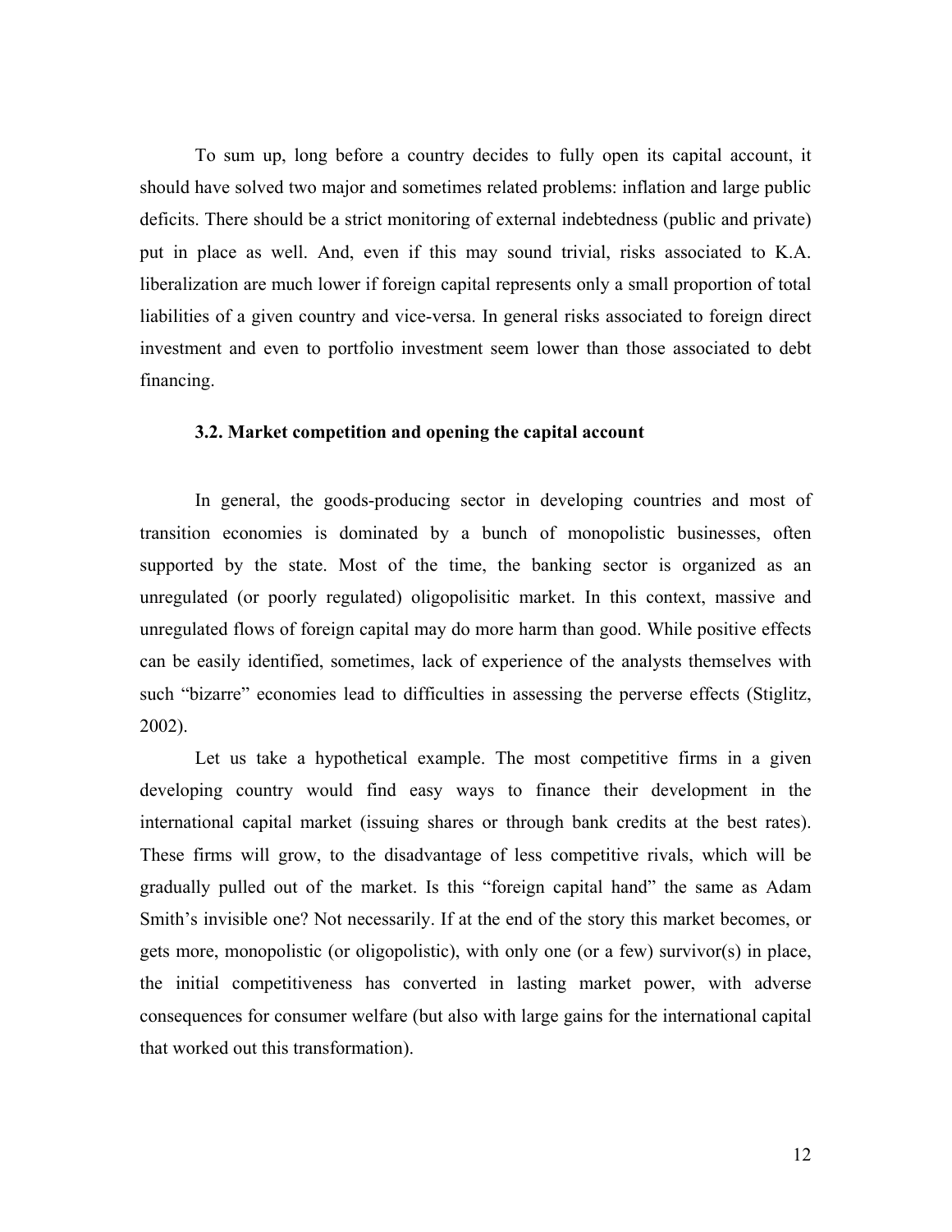To sum up, long before a country decides to fully open its capital account, it should have solved two major and sometimes related problems: inflation and large public deficits. There should be a strict monitoring of external indebtedness (public and private) put in place as well. And, even if this may sound trivial, risks associated to K.A. liberalization are much lower if foreign capital represents only a small proportion of total liabilities of a given country and vice-versa. In general risks associated to foreign direct investment and even to portfolio investment seem lower than those associated to debt financing.

### 3.2. Market competition and opening the capital account

In general, the goods-producing sector in developing countries and most of transition economies is dominated by a bunch of monopolistic businesses, often supported by the state. Most of the time, the banking sector is organized as an unregulated (or poorly regulated) oligopolisitic market. In this context, massive and unregulated flows of foreign capital may do more harm than good. While positive effects can be easily identified, sometimes, lack of experience of the analysts themselves with such "bizarre" economies lead to difficulties in assessing the perverse effects (Stiglitz, 2002).

Let us take a hypothetical example. The most competitive firms in a given developing country would find easy ways to finance their development in the international capital market (issuing shares or through bank credits at the best rates). These firms will grow, to the disadvantage of less competitive rivals, which will be gradually pulled out of the market. Is this "foreign capital hand" the same as Adam Smith's invisible one? Not necessarily. If at the end of the story this market becomes, or gets more, monopolistic (or oligopolistic), with only one (or a few) survivor(s) in place, the initial competitiveness has converted in lasting market power, with adverse consequences for consumer welfare (but also with large gains for the international capital that worked out this transformation).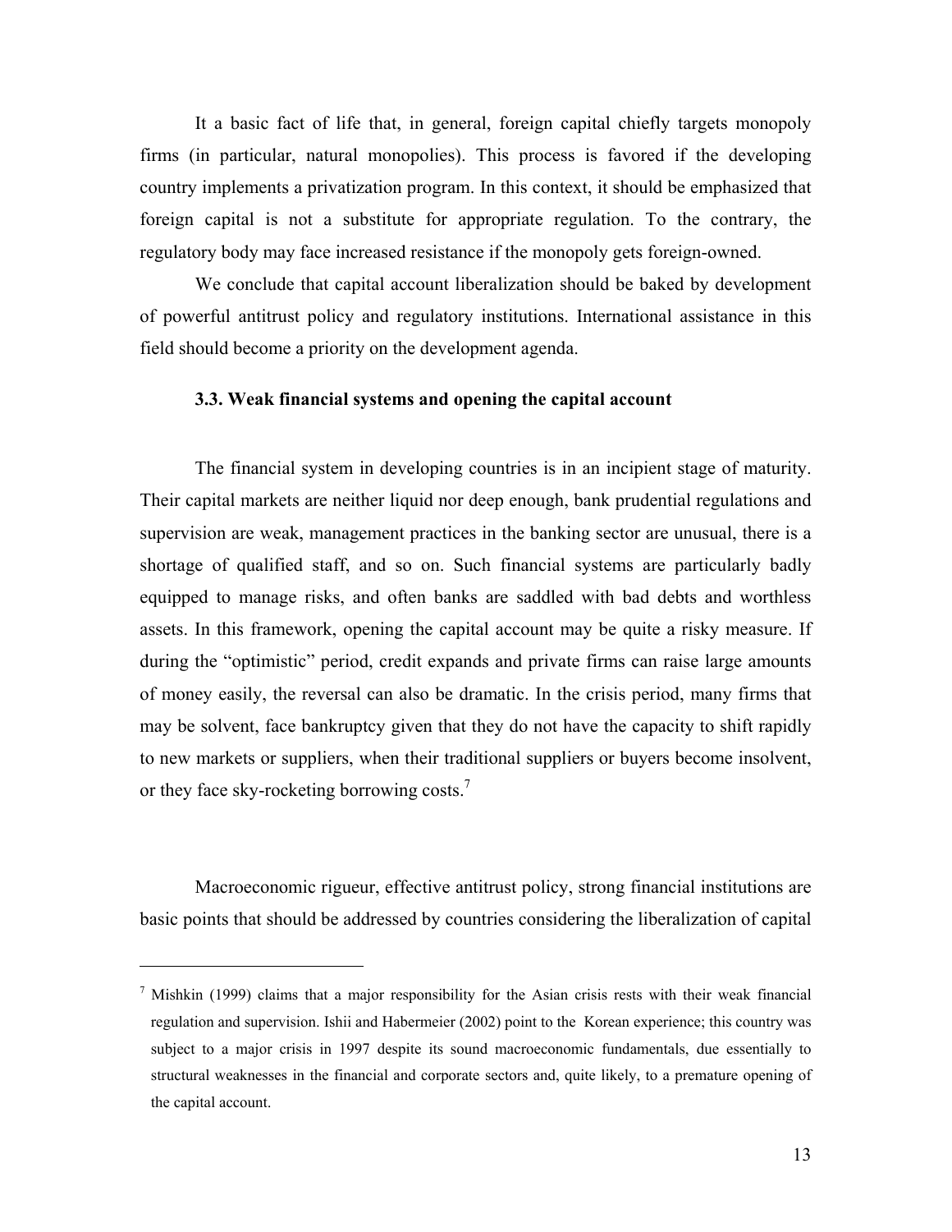It a basic fact of life that, in general, foreign capital chiefly targets monopoly firms (in particular, natural monopolies). This process is favored if the developing country implements a privatization program. In this context, it should be emphasized that foreign capital is not a substitute for appropriate regulation. To the contrary, the regulatory body may face increased resistance if the monopoly gets foreign-owned.

We conclude that capital account liberalization should be baked by development of powerful antitrust policy and regulatory institutions. International assistance in this field should become a priority on the development agenda.

### 3.3. Weak financial systems and opening the capital account

The financial system in developing countries is in an incipient stage of maturity. Their capital markets are neither liquid nor deep enough, bank prudential regulations and supervision are weak, management practices in the banking sector are unusual, there is a shortage of qualified staff, and so on. Such financial systems are particularly badly equipped to manage risks, and often banks are saddled with bad debts and worthless assets. In this framework, opening the capital account may be quite a risky measure. If during the "optimistic" period, credit expands and private firms can raise large amounts of money easily, the reversal can also be dramatic. In the crisis period, many firms that may be solvent, face bankruptcy given that they do not have the capacity to shift rapidly to new markets or suppliers, when their traditional suppliers or buyers become insolvent, or they face sky-rocketing borrowing costs.[7]

Macroeconomic rigueur, effective antitrust policy, strong financial institutions are basic points that should be addressed by countries considering the liberalization of capital

[7] Mishkin (1999) claims that a major responsibility for the Asian crisis rests with their weak financial regulation and supervision. Ishii and Habermeier (2002) point to the Korean experience; this country was subject to a major crisis in 1997 despite its sound macroeconomic fundamentals, due essentially to structural weaknesses in the financial and corporate sectors and, quite likely, to a premature opening of the capital account.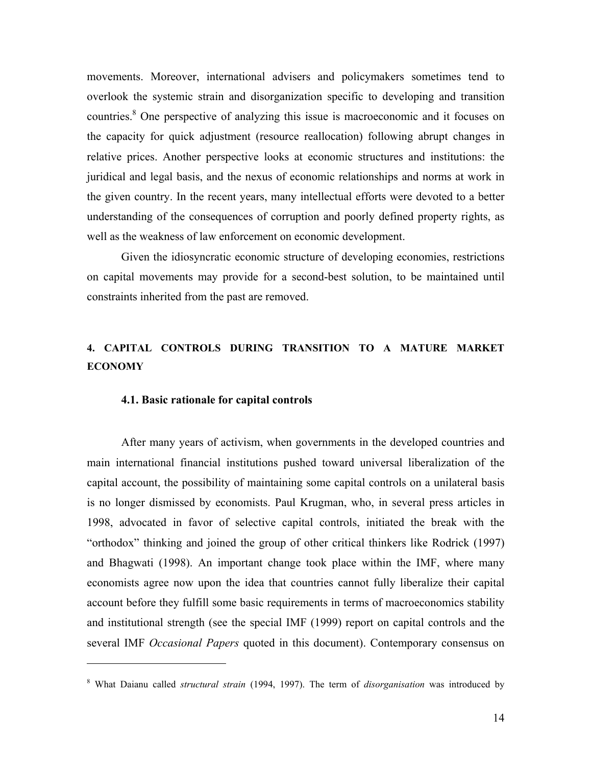movements. Moreover, international advisers and policymakers sometimes tend to overlook the systemic strain and disorganization specific to developing and transition countries.[8] One perspective of analyzing this issue is macroeconomic and it focuses on the capacity for quick adjustment (resource reallocation) following abrupt changes in relative prices. Another perspective looks at economic structures and institutions: the juridical and legal basis, and the nexus of economic relationships and norms at work in the given country. In the recent years, many intellectual efforts were devoted to a better understanding of the consequences of corruption and poorly defined property rights, as well as the weakness of law enforcement on economic development.

Given the idiosyncratic economic structure of developing economies, restrictions on capital movements may provide for a second-best solution, to be maintained until constraints inherited from the past are removed.

## 4. CAPITAL CONTROLS DURING TRANSITION TO A MATURE MARKET ECONOMY

### 4.1. Basic rationale for capital controls

After many years of activism, when governments in the developed countries and main international financial institutions pushed toward universal liberalization of the capital account, the possibility of maintaining some capital controls on a unilateral basis is no longer dismissed by economists. Paul Krugman, who, in several press articles in 1998, advocated in favor of selective capital controls, initiated the break with the "orthodox" thinking and joined the group of other critical thinkers like Rodrick (1997) and Bhagwati (1998). An important change took place within the IMF, where many economists agree now upon the idea that countries cannot fully liberalize their capital account before they fulfill some basic requirements in terms of macroeconomics stability and institutional strength (see the special IMF (1999) report on capital controls and the several IMF *Occasional Papers* quoted in this document). Contemporary consensus on

[8] What Daianu called *structural strain* (1994, 1997). The term of *disorganisation* was introduced by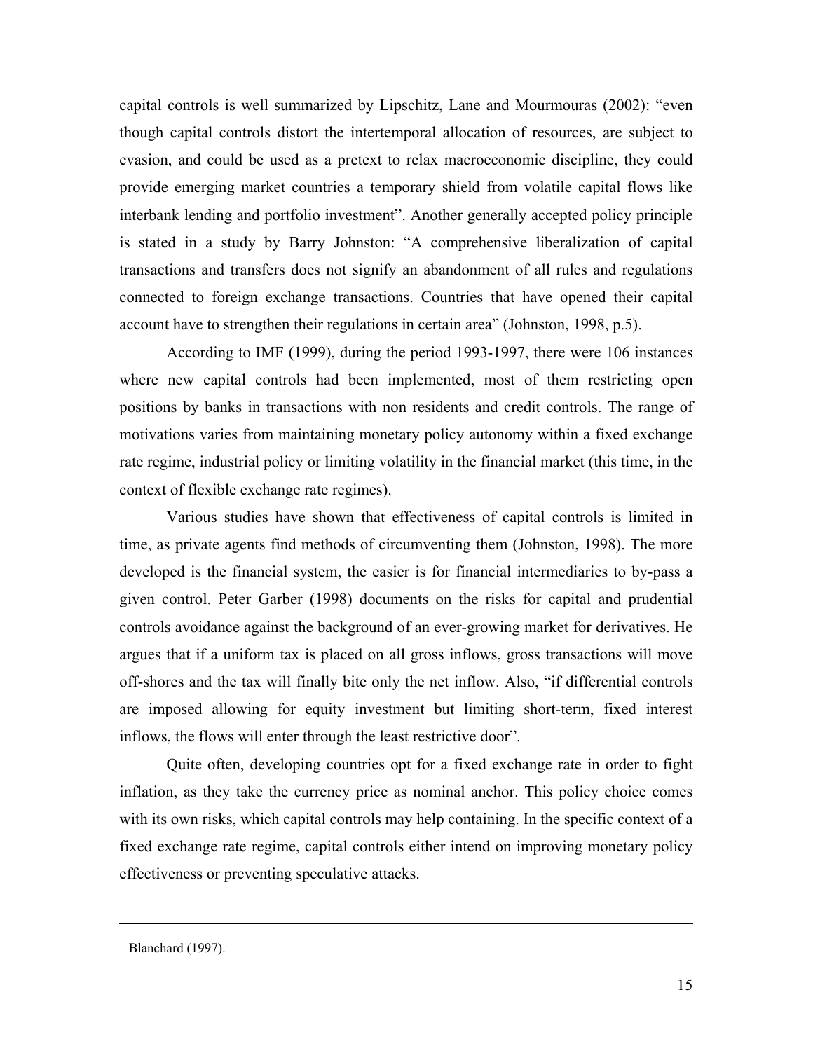capital controls is well summarized by Lipschitz, Lane and Mourmouras (2002): "even though capital controls distort the intertemporal allocation of resources, are subject to evasion, and could be used as a pretext to relax macroeconomic discipline, they could provide emerging market countries a temporary shield from volatile capital flows like interbank lending and portfolio investment". Another generally accepted policy principle is stated in a study by Barry Johnston: "A comprehensive liberalization of capital transactions and transfers does not signify an abandonment of all rules and regulations connected to foreign exchange transactions. Countries that have opened their capital account have to strengthen their regulations in certain area" (Johnston, 1998, p.5).

According to IMF (1999), during the period 1993-1997, there were 106 instances where new capital controls had been implemented, most of them restricting open positions by banks in transactions with non residents and credit controls. The range of motivations varies from maintaining monetary policy autonomy within a fixed exchange rate regime, industrial policy or limiting volatility in the financial market (this time, in the context of flexible exchange rate regimes).

Various studies have shown that effectiveness of capital controls is limited in time, as private agents find methods of circumventing them (Johnston, 1998). The more developed is the financial system, the easier is for financial intermediaries to by-pass a given control. Peter Garber (1998) documents on the risks for capital and prudential controls avoidance against the background of an ever-growing market for derivatives. He argues that if a uniform tax is placed on all gross inflows, gross transactions will move off-shores and the tax will finally bite only the net inflow. Also, "if differential controls are imposed allowing for equity investment but limiting short-term, fixed interest inflows, the flows will enter through the least restrictive door".

Quite often, developing countries opt for a fixed exchange rate in order to fight inflation, as they take the currency price as nominal anchor. This policy choice comes with its own risks, which capital controls may help containing. In the specific context of a fixed exchange rate regime, capital controls either intend on improving monetary policy effectiveness or preventing speculative attacks.

---

Blanchard (1997).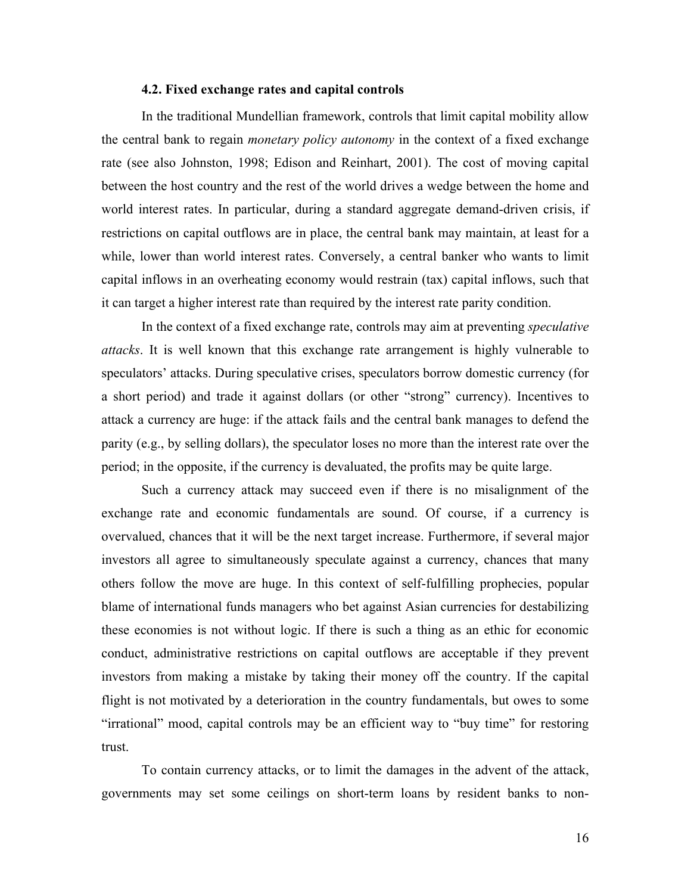### 4.2. Fixed exchange rates and capital controls

In the traditional Mundellian framework, controls that limit capital mobility allow the central bank to regain *monetary policy autonomy* in the context of a fixed exchange rate (see also Johnston, 1998; Edison and Reinhart, 2001). The cost of moving capital between the host country and the rest of the world drives a wedge between the home and world interest rates. In particular, during a standard aggregate demand-driven crisis, if restrictions on capital outflows are in place, the central bank may maintain, at least for a while, lower than world interest rates. Conversely, a central banker who wants to limit capital inflows in an overheating economy would restrain (tax) capital inflows, such that it can target a higher interest rate than required by the interest rate parity condition.

In the context of a fixed exchange rate, controls may aim at preventing *speculative attacks*. It is well known that this exchange rate arrangement is highly vulnerable to speculators' attacks. During speculative crises, speculators borrow domestic currency (for a short period) and trade it against dollars (or other "strong" currency). Incentives to attack a currency are huge: if the attack fails and the central bank manages to defend the parity (e.g., by selling dollars), the speculator loses no more than the interest rate over the period; in the opposite, if the currency is devaluated, the profits may be quite large.

Such a currency attack may succeed even if there is no misalignment of the exchange rate and economic fundamentals are sound. Of course, if a currency is overvalued, chances that it will be the next target increase. Furthermore, if several major investors all agree to simultaneously speculate against a currency, chances that many others follow the move are huge. In this context of self-fulfilling prophecies, popular blame of international funds managers who bet against Asian currencies for destabilizing these economies is not without logic. If there is such a thing as an ethic for economic conduct, administrative restrictions on capital outflows are acceptable if they prevent investors from making a mistake by taking their money off the country. If the capital flight is not motivated by a deterioration in the country fundamentals, but owes to some "irrational" mood, capital controls may be an efficient way to "buy time" for restoring trust.

To contain currency attacks, or to limit the damages in the advent of the attack, governments may set some ceilings on short-term loans by resident banks to non-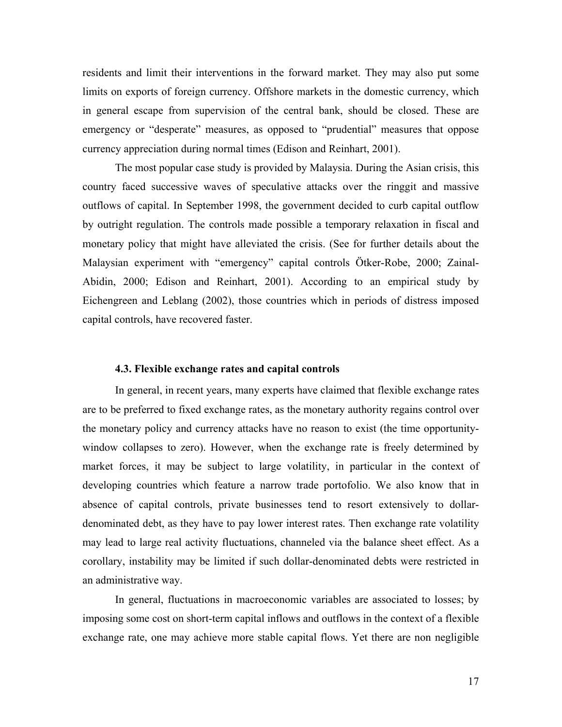residents and limit their interventions in the forward market. They may also put some limits on exports of foreign currency. Offshore markets in the domestic currency, which in general escape from supervision of the central bank, should be closed. These are emergency or "desperate" measures, as opposed to "prudential" measures that oppose currency appreciation during normal times (Edison and Reinhart, 2001).

The most popular case study is provided by Malaysia. During the Asian crisis, this country faced successive waves of speculative attacks over the ringgit and massive outflows of capital. In September 1998, the government decided to curb capital outflow by outright regulation. The controls made possible a temporary relaxation in fiscal and monetary policy that might have alleviated the crisis. (See for further details about the Malaysian experiment with "emergency" capital controls Ötker-Robe, 2000; Zainal-Abidin, 2000; Edison and Reinhart, 2001). According to an empirical study by Eichengreen and Leblang (2002), those countries which in periods of distress imposed capital controls, have recovered faster.

### 4.3. Flexible exchange rates and capital controls

In general, in recent years, many experts have claimed that flexible exchange rates are to be preferred to fixed exchange rates, as the monetary authority regains control over the monetary policy and currency attacks have no reason to exist (the time opportunity-window collapses to zero). However, when the exchange rate is freely determined by market forces, it may be subject to large volatility, in particular in the context of developing countries which feature a narrow trade portofolio. We also know that in absence of capital controls, private businesses tend to resort extensively to dollar-denominated debt, as they have to pay lower interest rates. Then exchange rate volatility may lead to large real activity fluctuations, channeled via the balance sheet effect. As a corollary, instability may be limited if such dollar-denominated debts were restricted in an administrative way.

In general, fluctuations in macroeconomic variables are associated to losses; by imposing some cost on short-term capital inflows and outflows in the context of a flexible exchange rate, one may achieve more stable capital flows. Yet there are non negligible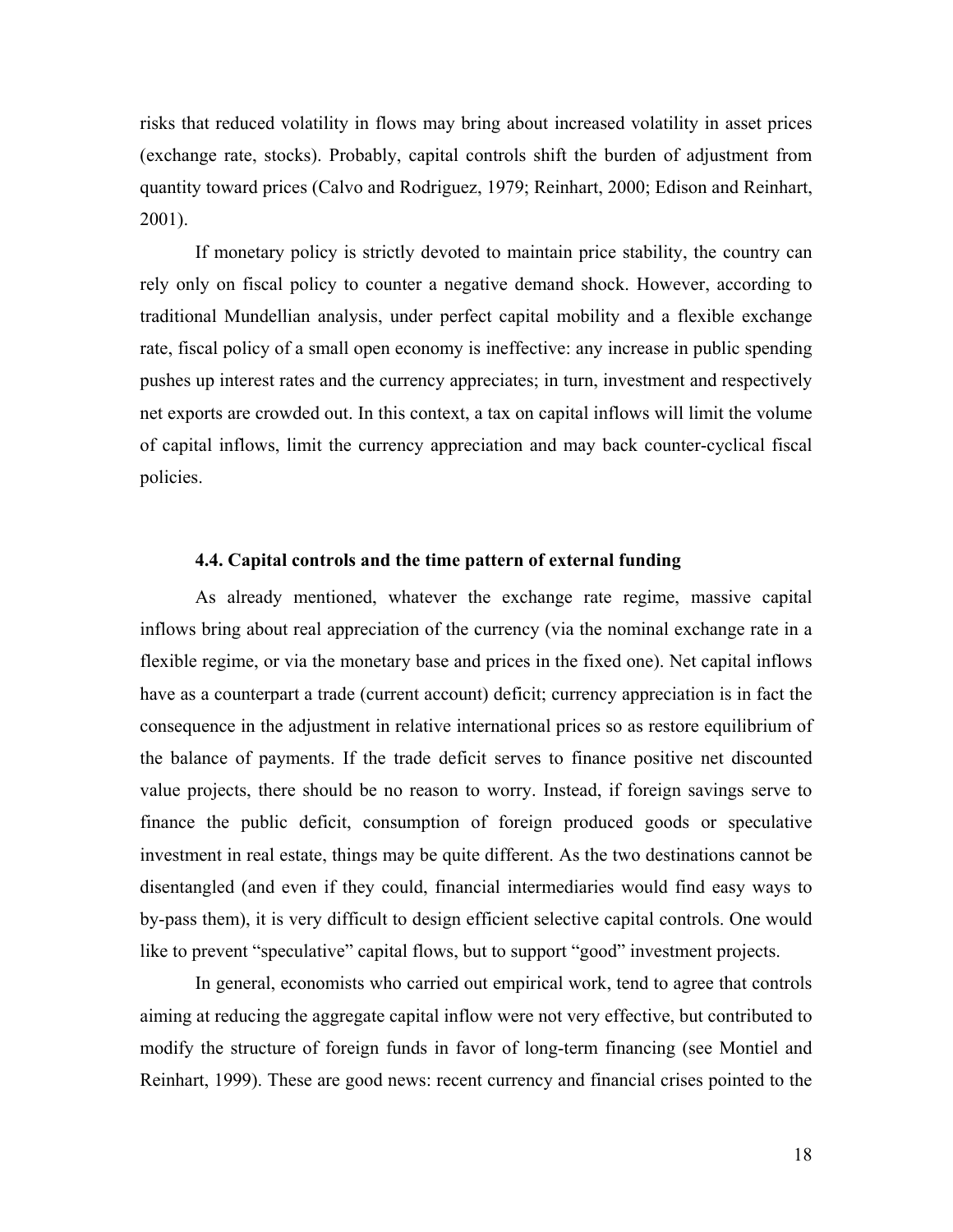risks that reduced volatility in flows may bring about increased volatility in asset prices (exchange rate, stocks). Probably, capital controls shift the burden of adjustment from quantity toward prices (Calvo and Rodriguez, 1979; Reinhart, 2000; Edison and Reinhart, 2001).

If monetary policy is strictly devoted to maintain price stability, the country can rely only on fiscal policy to counter a negative demand shock. However, according to traditional Mundellian analysis, under perfect capital mobility and a flexible exchange rate, fiscal policy of a small open economy is ineffective: any increase in public spending pushes up interest rates and the currency appreciates; in turn, investment and respectively net exports are crowded out. In this context, a tax on capital inflows will limit the volume of capital inflows, limit the currency appreciation and may back counter-cyclical fiscal policies.

### 4.4. Capital controls and the time pattern of external funding

As already mentioned, whatever the exchange rate regime, massive capital inflows bring about real appreciation of the currency (via the nominal exchange rate in a flexible regime, or via the monetary base and prices in the fixed one). Net capital inflows have as a counterpart a trade (current account) deficit; currency appreciation is in fact the consequence in the adjustment in relative international prices so as restore equilibrium of the balance of payments. If the trade deficit serves to finance positive net discounted value projects, there should be no reason to worry. Instead, if foreign savings serve to finance the public deficit, consumption of foreign produced goods or speculative investment in real estate, things may be quite different. As the two destinations cannot be disentangled (and even if they could, financial intermediaries would find easy ways to by-pass them), it is very difficult to design efficient selective capital controls. One would like to prevent "speculative" capital flows, but to support "good" investment projects.

In general, economists who carried out empirical work, tend to agree that controls aiming at reducing the aggregate capital inflow were not very effective, but contributed to modify the structure of foreign funds in favor of long-term financing (see Montiel and Reinhart, 1999). These are good news: recent currency and financial crises pointed to the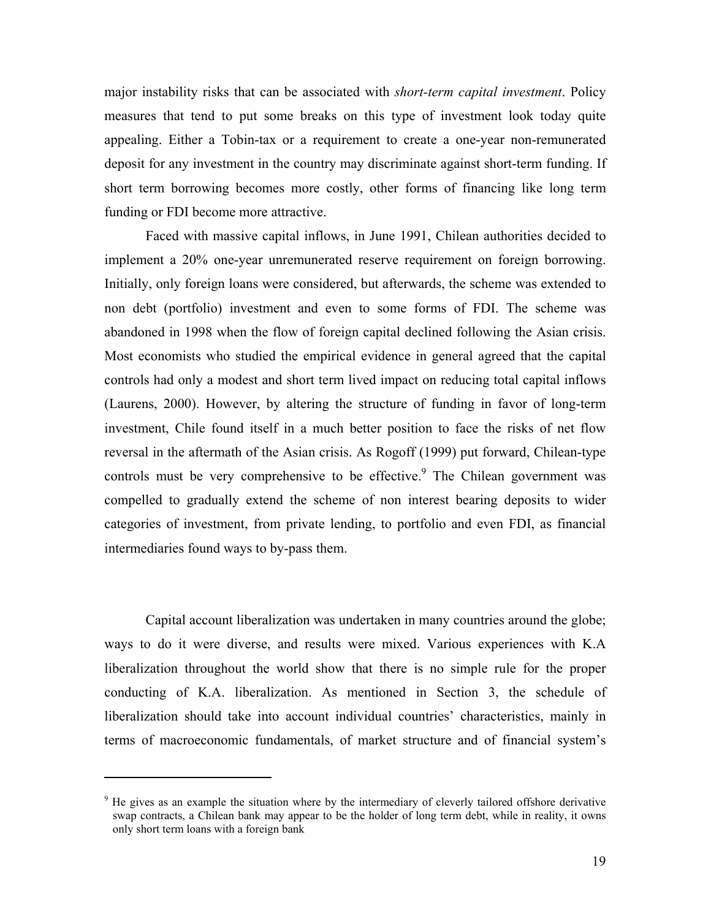major instability risks that can be associated with *short-term capital investment*. Policy measures that tend to put some breaks on this type of investment look today quite appealing. Either a Tobin-tax or a requirement to create a one-year non-remunerated deposit for any investment in the country may discriminate against short-term funding. If short term borrowing becomes more costly, other forms of financing like long term funding or FDI become more attractive.

Faced with massive capital inflows, in June 1991, Chilean authorities decided to implement a 20% one-year unremunerated reserve requirement on foreign borrowing. Initially, only foreign loans were considered, but afterwards, the scheme was extended to non debt (portfolio) investment and even to some forms of FDI. The scheme was abandoned in 1998 when the flow of foreign capital declined following the Asian crisis. Most economists who studied the empirical evidence in general agreed that the capital controls had only a modest and short term lived impact on reducing total capital inflows (Laurens, 2000). However, by altering the structure of funding in favor of long-term investment, Chile found itself in a much better position to face the risks of net flow reversal in the aftermath of the Asian crisis. As Rogoff (1999) put forward, Chilean-type controls must be very comprehensive to be effective.[9] The Chilean government was compelled to gradually extend the scheme of non interest bearing deposits to wider categories of investment, from private lending, to portfolio and even FDI, as financial intermediaries found ways to by-pass them.

Capital account liberalization was undertaken in many countries around the globe; ways to do it were diverse, and results were mixed. Various experiences with K.A liberalization throughout the world show that there is no simple rule for the proper conducting of K.A. liberalization. As mentioned in Section 3, the schedule of liberalization should take into account individual countries' characteristics, mainly in terms of macroeconomic fundamentals, of market structure and of financial system's

---

[9] He gives as an example the situation where by the intermediary of cleverly tailored offshore derivative swap contracts, a Chilean bank may appear to be the holder of long term debt, while in reality, it owns only short term loans with a foreign bank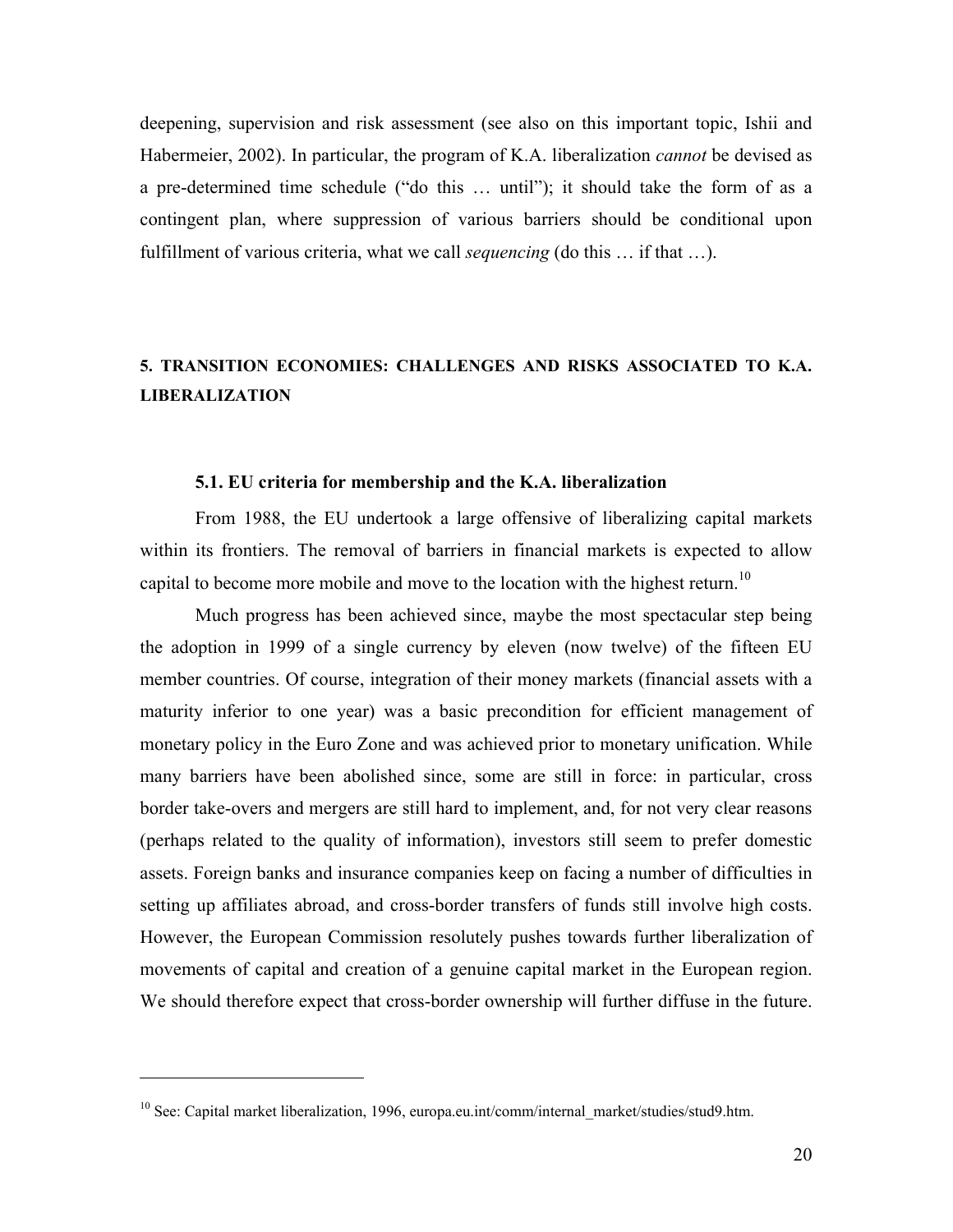deepening, supervision and risk assessment (see also on this important topic, Ishii and Habermeier, 2002). In particular, the program of K.A. liberalization *cannot* be devised as a pre-determined time schedule ("do this … until"); it should take the form of as a contingent plan, where suppression of various barriers should be conditional upon fulfillment of various criteria, what we call *sequencing* (do this … if that …).

## 5. TRANSITION ECONOMIES: CHALLENGES AND RISKS ASSOCIATED TO K.A. LIBERALIZATION

### 5.1. EU criteria for membership and the K.A. liberalization

From 1988, the EU undertook a large offensive of liberalizing capital markets within its frontiers. The removal of barriers in financial markets is expected to allow capital to become more mobile and move to the location with the highest return.[10]

Much progress has been achieved since, maybe the most spectacular step being the adoption in 1999 of a single currency by eleven (now twelve) of the fifteen EU member countries. Of course, integration of their money markets (financial assets with a maturity inferior to one year) was a basic precondition for efficient management of monetary policy in the Euro Zone and was achieved prior to monetary unification. While many barriers have been abolished since, some are still in force: in particular, cross border take-overs and mergers are still hard to implement, and, for not very clear reasons (perhaps related to the quality of information), investors still seem to prefer domestic assets. Foreign banks and insurance companies keep on facing a number of difficulties in setting up affiliates abroad, and cross-border transfers of funds still involve high costs. However, the European Commission resolutely pushes towards further liberalization of movements of capital and creation of a genuine capital market in the European region. We should therefore expect that cross-border ownership will further diffuse in the future.

[10] See: Capital market liberalization, 1996, europa.eu.int/comm/internal_market/studies/stud9.htm.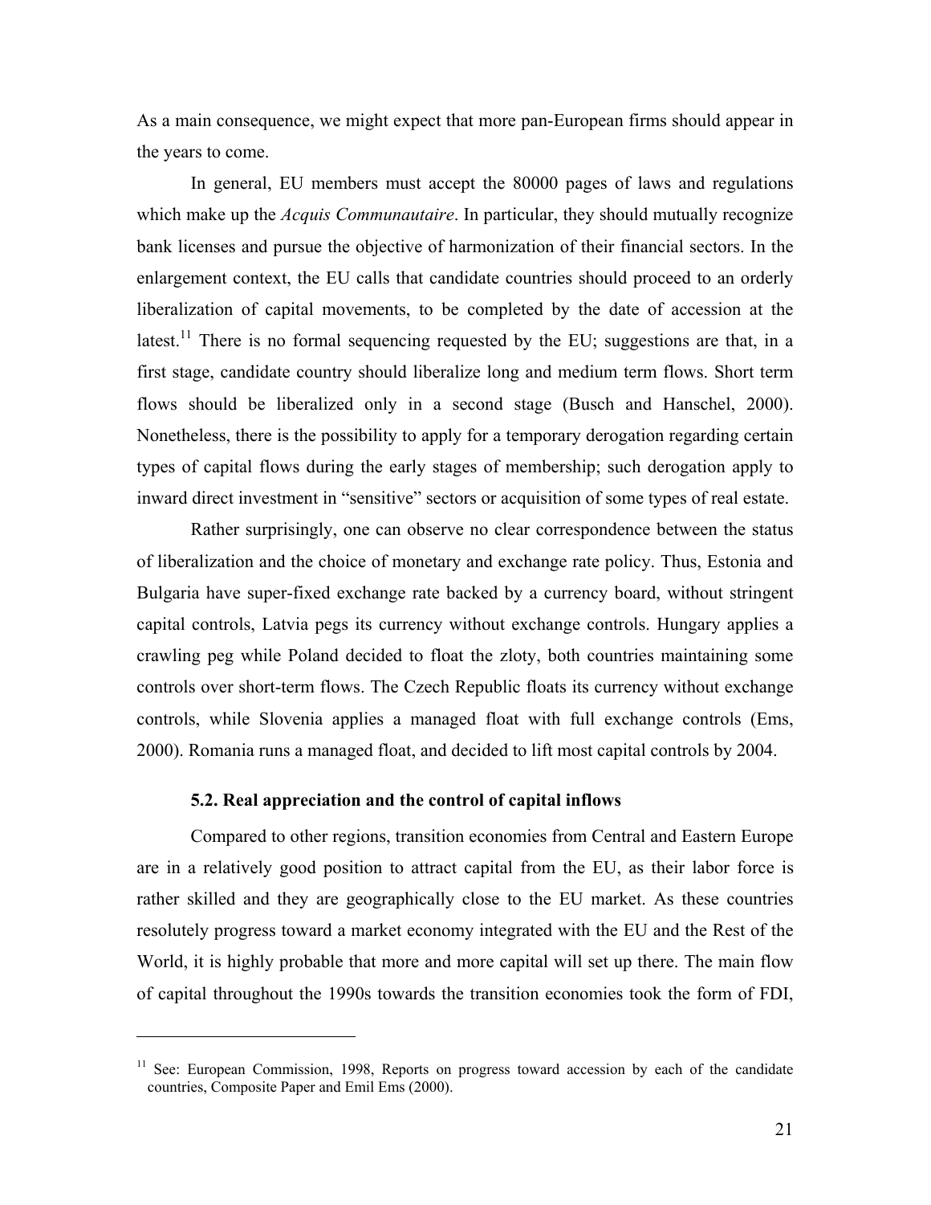As a main consequence, we might expect that more pan-European firms should appear in the years to come.

In general, EU members must accept the 80000 pages of laws and regulations which make up the *Acquis Communautaire*. In particular, they should mutually recognize bank licenses and pursue the objective of harmonization of their financial sectors. In the enlargement context, the EU calls that candidate countries should proceed to an orderly liberalization of capital movements, to be completed by the date of accession at the latest.[11] There is no formal sequencing requested by the EU; suggestions are that, in a first stage, candidate country should liberalize long and medium term flows. Short term flows should be liberalized only in a second stage (Busch and Hanschel, 2000). Nonetheless, there is the possibility to apply for a temporary derogation regarding certain types of capital flows during the early stages of membership; such derogation apply to inward direct investment in "sensitive" sectors or acquisition of some types of real estate.

Rather surprisingly, one can observe no clear correspondence between the status of liberalization and the choice of monetary and exchange rate policy. Thus, Estonia and Bulgaria have super-fixed exchange rate backed by a currency board, without stringent capital controls, Latvia pegs its currency without exchange controls. Hungary applies a crawling peg while Poland decided to float the zloty, both countries maintaining some controls over short-term flows. The Czech Republic floats its currency without exchange controls, while Slovenia applies a managed float with full exchange controls (Ems, 2000). Romania runs a managed float, and decided to lift most capital controls by 2004.

### 5.2. Real appreciation and the control of capital inflows

Compared to other regions, transition economies from Central and Eastern Europe are in a relatively good position to attract capital from the EU, as their labor force is rather skilled and they are geographically close to the EU market. As these countries resolutely progress toward a market economy integrated with the EU and the Rest of the World, it is highly probable that more and more capital will set up there. The main flow of capital throughout the 1990s towards the transition economies took the form of FDI,

[11] See: European Commission, 1998, Reports on progress toward accession by each of the candidate countries, Composite Paper and Emil Ems (2000).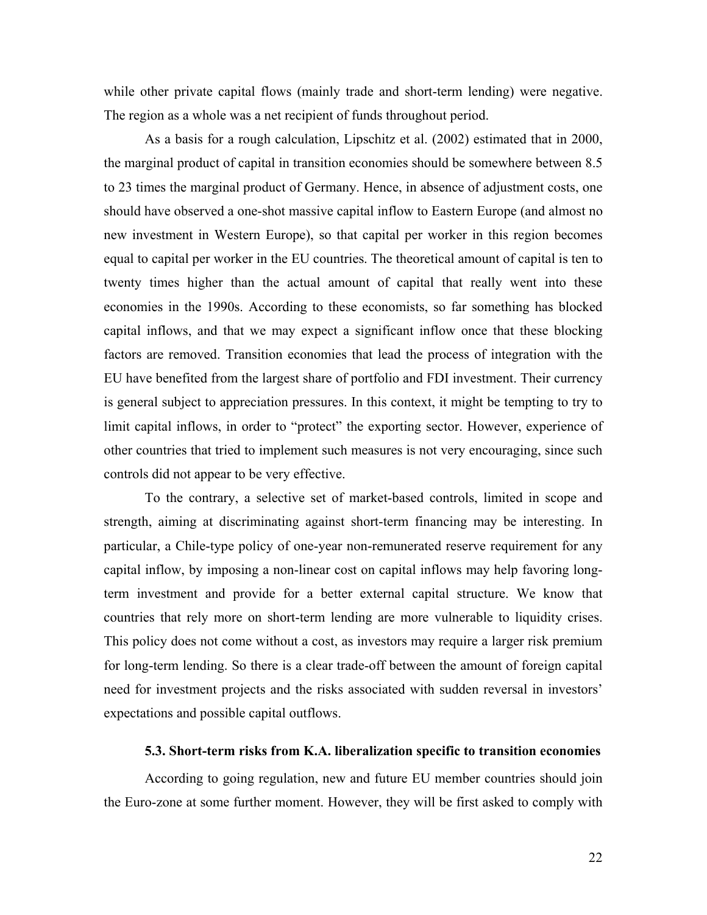while other private capital flows (mainly trade and short-term lending) were negative. The region as a whole was a net recipient of funds throughout period.

As a basis for a rough calculation, Lipschitz et al. (2002) estimated that in 2000, the marginal product of capital in transition economies should be somewhere between 8.5 to 23 times the marginal product of Germany. Hence, in absence of adjustment costs, one should have observed a one-shot massive capital inflow to Eastern Europe (and almost no new investment in Western Europe), so that capital per worker in this region becomes equal to capital per worker in the EU countries. The theoretical amount of capital is ten to twenty times higher than the actual amount of capital that really went into these economies in the 1990s. According to these economists, so far something has blocked capital inflows, and that we may expect a significant inflow once that these blocking factors are removed. Transition economies that lead the process of integration with the EU have benefited from the largest share of portfolio and FDI investment. Their currency is general subject to appreciation pressures. In this context, it might be tempting to try to limit capital inflows, in order to "protect" the exporting sector. However, experience of other countries that tried to implement such measures is not very encouraging, since such controls did not appear to be very effective.

To the contrary, a selective set of market-based controls, limited in scope and strength, aiming at discriminating against short-term financing may be interesting. In particular, a Chile-type policy of one-year non-remunerated reserve requirement for any capital inflow, by imposing a non-linear cost on capital inflows may help favoring long-term investment and provide for a better external capital structure. We know that countries that rely more on short-term lending are more vulnerable to liquidity crises. This policy does not come without a cost, as investors may require a larger risk premium for long-term lending. So there is a clear trade-off between the amount of foreign capital need for investment projects and the risks associated with sudden reversal in investors' expectations and possible capital outflows.

### 5.3. Short-term risks from K.A. liberalization specific to transition economies

According to going regulation, new and future EU member countries should join the Euro-zone at some further moment. However, they will be first asked to comply with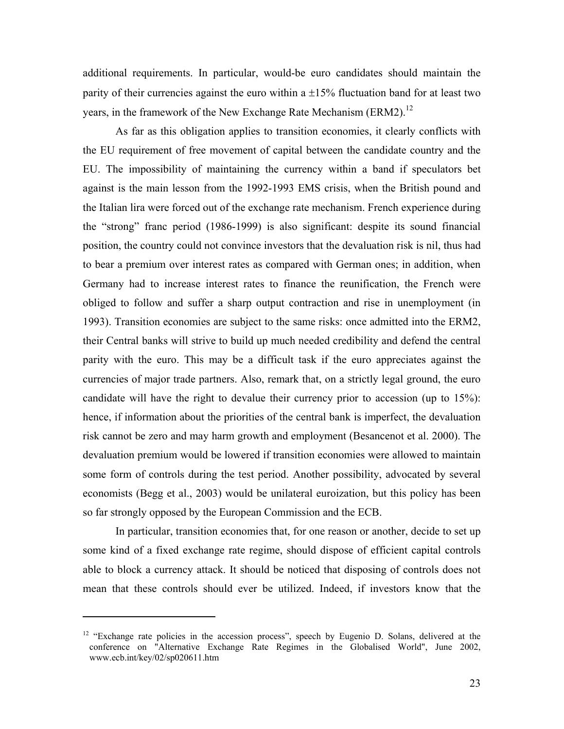additional requirements. In particular, would-be euro candidates should maintain the parity of their currencies against the euro within a ±15% fluctuation band for at least two years, in the framework of the New Exchange Rate Mechanism (ERM2).[12]

As far as this obligation applies to transition economies, it clearly conflicts with the EU requirement of free movement of capital between the candidate country and the EU. The impossibility of maintaining the currency within a band if speculators bet against is the main lesson from the 1992-1993 EMS crisis, when the British pound and the Italian lira were forced out of the exchange rate mechanism. French experience during the "strong" franc period (1986-1999) is also significant: despite its sound financial position, the country could not convince investors that the devaluation risk is nil, thus had to bear a premium over interest rates as compared with German ones; in addition, when Germany had to increase interest rates to finance the reunification, the French were obliged to follow and suffer a sharp output contraction and rise in unemployment (in 1993). Transition economies are subject to the same risks: once admitted into the ERM2, their Central banks will strive to build up much needed credibility and defend the central parity with the euro. This may be a difficult task if the euro appreciates against the currencies of major trade partners. Also, remark that, on a strictly legal ground, the euro candidate will have the right to devalue their currency prior to accession (up to 15%): hence, if information about the priorities of the central bank is imperfect, the devaluation risk cannot be zero and may harm growth and employment (Besancenot et al. 2000). The devaluation premium would be lowered if transition economies were allowed to maintain some form of controls during the test period. Another possibility, advocated by several economists (Begg et al., 2003) would be unilateral euroization, but this policy has been so far strongly opposed by the European Commission and the ECB.

In particular, transition economies that, for one reason or another, decide to set up some kind of a fixed exchange rate regime, should dispose of efficient capital controls able to block a currency attack. It should be noticed that disposing of controls does not mean that these controls should ever be utilized. Indeed, if investors know that the

---

[12] "Exchange rate policies in the accession process", speech by Eugenio D. Solans, delivered at the conference on "Alternative Exchange Rate Regimes in the Globalised World", June 2002, www.ecb.int/key/02/sp020611.htm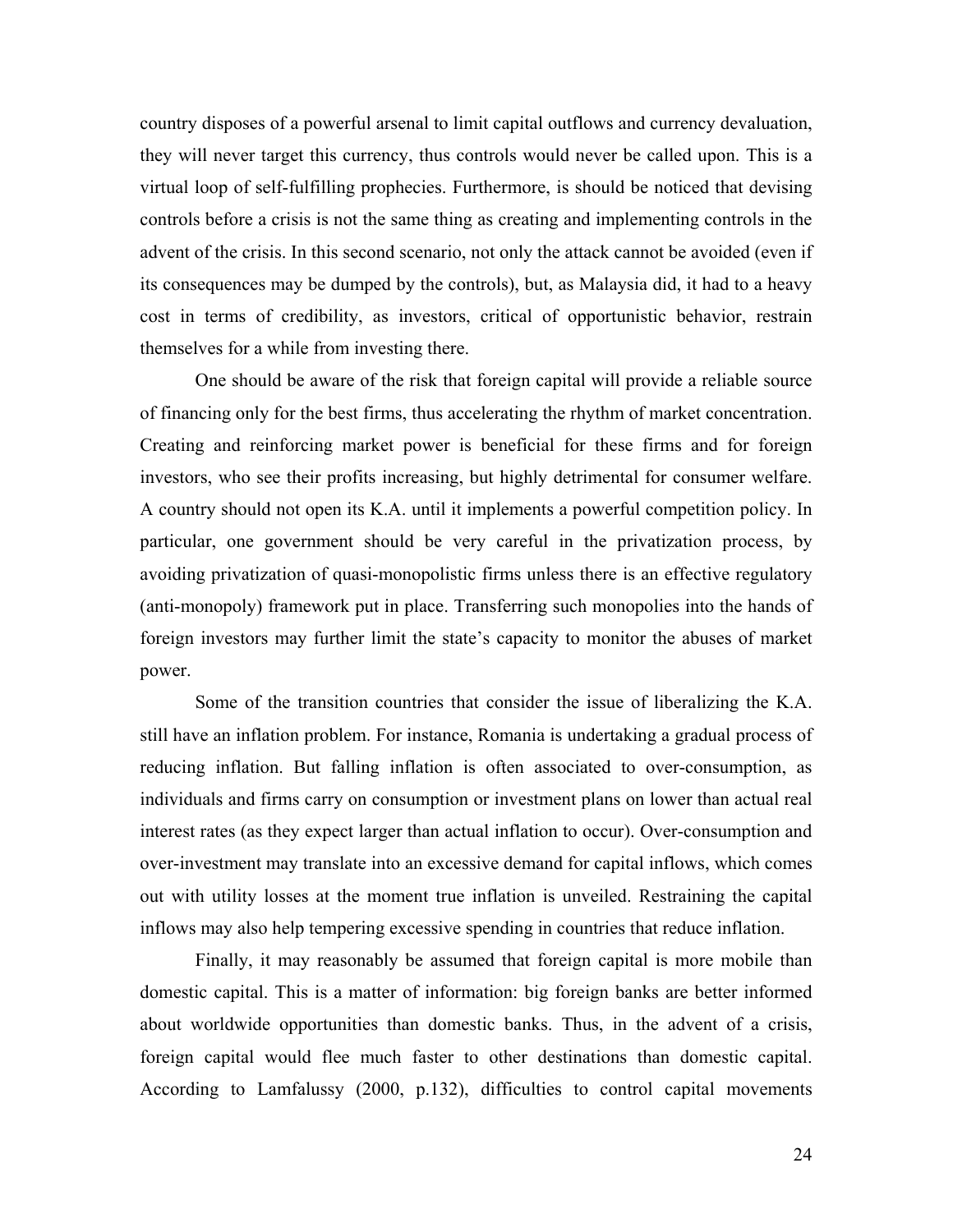country disposes of a powerful arsenal to limit capital outflows and currency devaluation, they will never target this currency, thus controls would never be called upon. This is a virtual loop of self-fulfilling prophecies. Furthermore, is should be noticed that devising controls before a crisis is not the same thing as creating and implementing controls in the advent of the crisis. In this second scenario, not only the attack cannot be avoided (even if its consequences may be dumped by the controls), but, as Malaysia did, it had to a heavy cost in terms of credibility, as investors, critical of opportunistic behavior, restrain themselves for a while from investing there.

One should be aware of the risk that foreign capital will provide a reliable source of financing only for the best firms, thus accelerating the rhythm of market concentration. Creating and reinforcing market power is beneficial for these firms and for foreign investors, who see their profits increasing, but highly detrimental for consumer welfare. A country should not open its K.A. until it implements a powerful competition policy. In particular, one government should be very careful in the privatization process, by avoiding privatization of quasi-monopolistic firms unless there is an effective regulatory (anti-monopoly) framework put in place. Transferring such monopolies into the hands of foreign investors may further limit the state's capacity to monitor the abuses of market power.

Some of the transition countries that consider the issue of liberalizing the K.A. still have an inflation problem. For instance, Romania is undertaking a gradual process of reducing inflation. But falling inflation is often associated to over-consumption, as individuals and firms carry on consumption or investment plans on lower than actual real interest rates (as they expect larger than actual inflation to occur). Over-consumption and over-investment may translate into an excessive demand for capital inflows, which comes out with utility losses at the moment true inflation is unveiled. Restraining the capital inflows may also help tempering excessive spending in countries that reduce inflation.

Finally, it may reasonably be assumed that foreign capital is more mobile than domestic capital. This is a matter of information: big foreign banks are better informed about worldwide opportunities than domestic banks. Thus, in the advent of a crisis, foreign capital would flee much faster to other destinations than domestic capital. According to Lamfalussy (2000, p.132), difficulties to control capital movements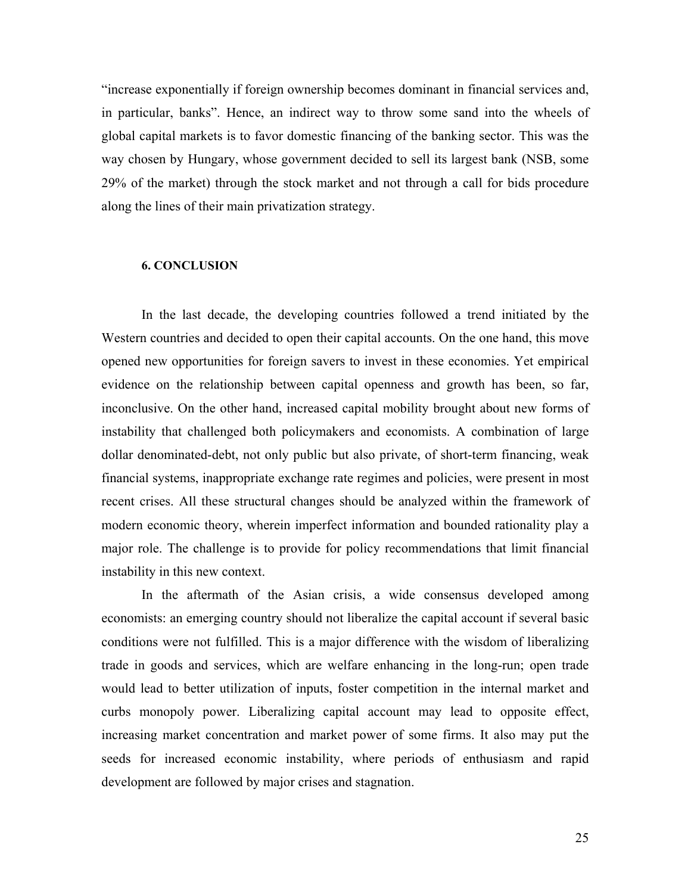"increase exponentially if foreign ownership becomes dominant in financial services and, in particular, banks". Hence, an indirect way to throw some sand into the wheels of global capital markets is to favor domestic financing of the banking sector. This was the way chosen by Hungary, whose government decided to sell its largest bank (NSB, some 29% of the market) through the stock market and not through a call for bids procedure along the lines of their main privatization strategy.

## 6. CONCLUSION

In the last decade, the developing countries followed a trend initiated by the Western countries and decided to open their capital accounts. On the one hand, this move opened new opportunities for foreign savers to invest in these economies. Yet empirical evidence on the relationship between capital openness and growth has been, so far, inconclusive. On the other hand, increased capital mobility brought about new forms of instability that challenged both policymakers and economists. A combination of large dollar denominated-debt, not only public but also private, of short-term financing, weak financial systems, inappropriate exchange rate regimes and policies, were present in most recent crises. All these structural changes should be analyzed within the framework of modern economic theory, wherein imperfect information and bounded rationality play a major role. The challenge is to provide for policy recommendations that limit financial instability in this new context.

In the aftermath of the Asian crisis, a wide consensus developed among economists: an emerging country should not liberalize the capital account if several basic conditions were not fulfilled. This is a major difference with the wisdom of liberalizing trade in goods and services, which are welfare enhancing in the long-run; open trade would lead to better utilization of inputs, foster competition in the internal market and curbs monopoly power. Liberalizing capital account may lead to opposite effect, increasing market concentration and market power of some firms. It also may put the seeds for increased economic instability, where periods of enthusiasm and rapid development are followed by major crises and stagnation.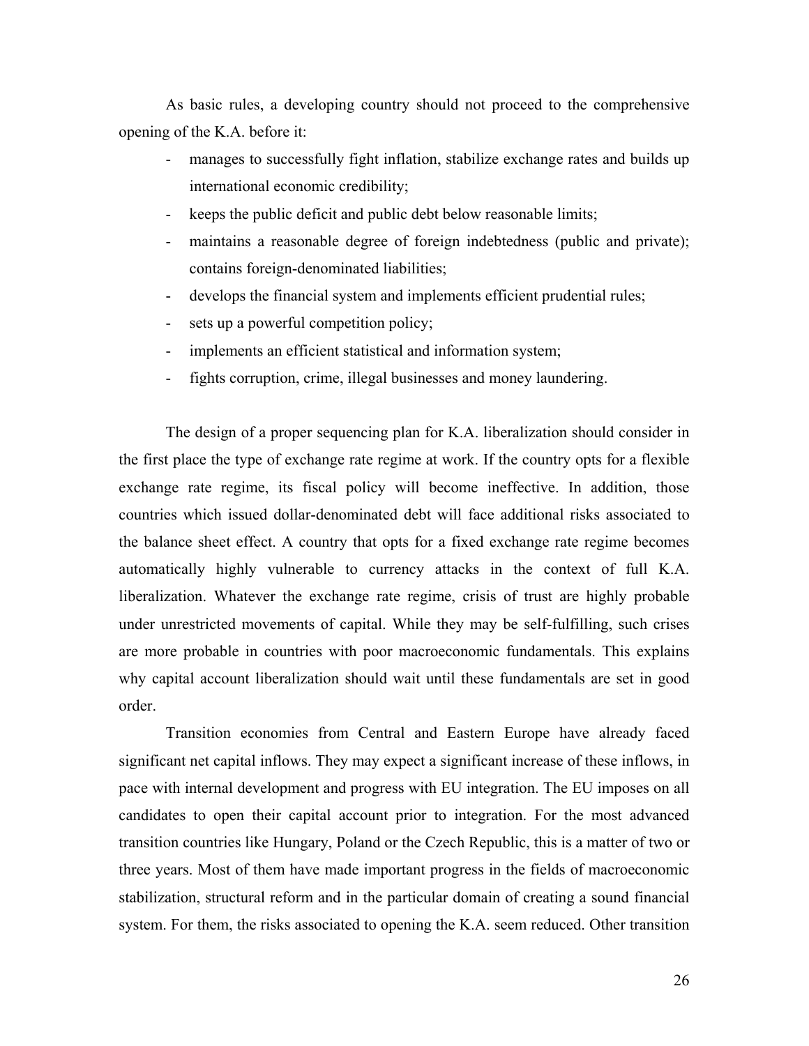As basic rules, a developing country should not proceed to the comprehensive opening of the K.A. before it:

- manages to successfully fight inflation, stabilize exchange rates and builds up international economic credibility;
- keeps the public deficit and public debt below reasonable limits;
- maintains a reasonable degree of foreign indebtedness (public and private); contains foreign-denominated liabilities;
- develops the financial system and implements efficient prudential rules;
- sets up a powerful competition policy;
- implements an efficient statistical and information system;
- fights corruption, crime, illegal businesses and money laundering.

The design of a proper sequencing plan for K.A. liberalization should consider in the first place the type of exchange rate regime at work. If the country opts for a flexible exchange rate regime, its fiscal policy will become ineffective. In addition, those countries which issued dollar-denominated debt will face additional risks associated to the balance sheet effect. A country that opts for a fixed exchange rate regime becomes automatically highly vulnerable to currency attacks in the context of full K.A. liberalization. Whatever the exchange rate regime, crisis of trust are highly probable under unrestricted movements of capital. While they may be self-fulfilling, such crises are more probable in countries with poor macroeconomic fundamentals. This explains why capital account liberalization should wait until these fundamentals are set in good order.

Transition economies from Central and Eastern Europe have already faced significant net capital inflows. They may expect a significant increase of these inflows, in pace with internal development and progress with EU integration. The EU imposes on all candidates to open their capital account prior to integration. For the most advanced transition countries like Hungary, Poland or the Czech Republic, this is a matter of two or three years. Most of them have made important progress in the fields of macroeconomic stabilization, structural reform and in the particular domain of creating a sound financial system. For them, the risks associated to opening the K.A. seem reduced. Other transition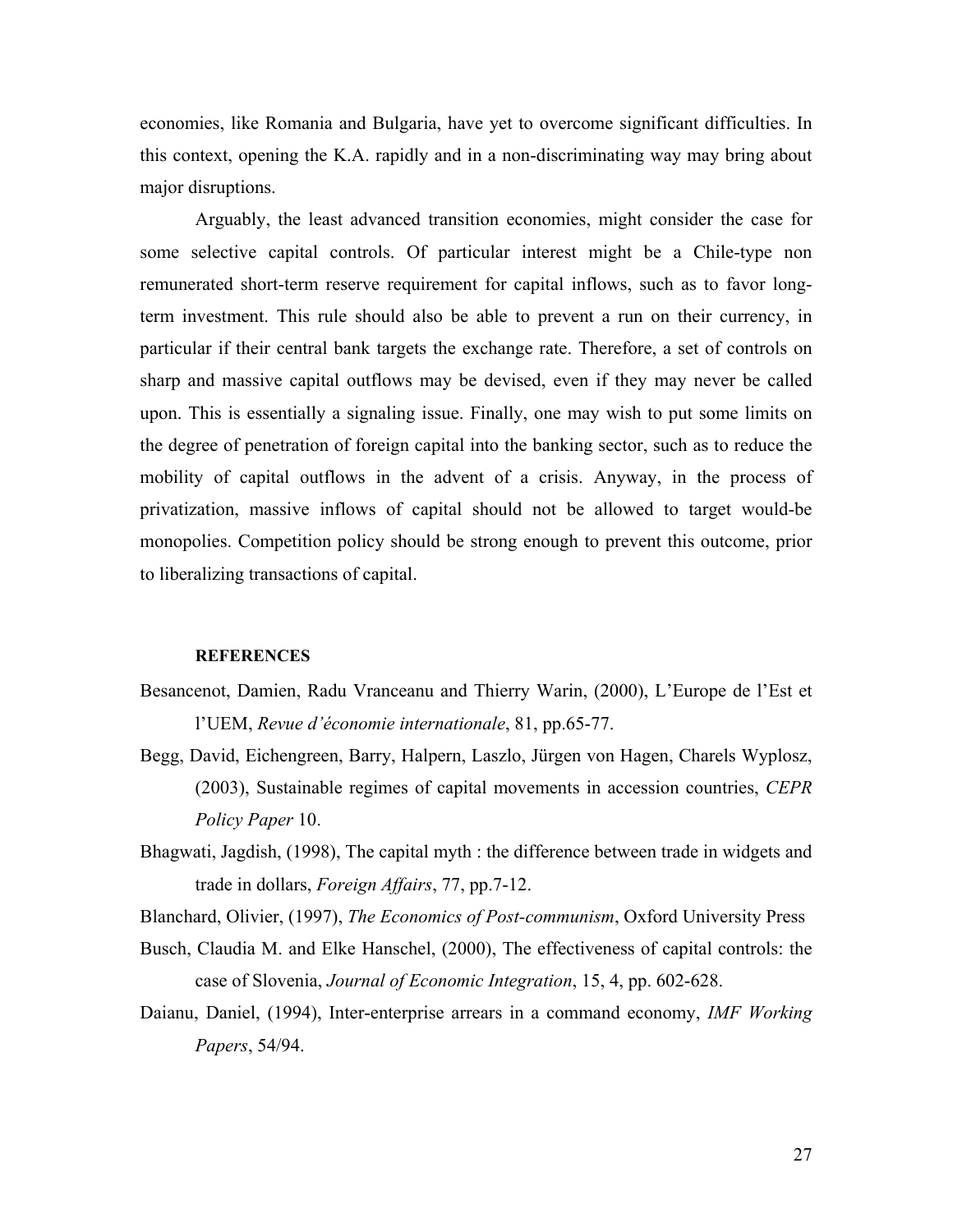economies, like Romania and Bulgaria, have yet to overcome significant difficulties. In this context, opening the K.A. rapidly and in a non-discriminating way may bring about major disruptions.

Arguably, the least advanced transition economies, might consider the case for some selective capital controls. Of particular interest might be a Chile-type non remunerated short-term reserve requirement for capital inflows, such as to favor long-term investment. This rule should also be able to prevent a run on their currency, in particular if their central bank targets the exchange rate. Therefore, a set of controls on sharp and massive capital outflows may be devised, even if they may never be called upon. This is essentially a signaling issue. Finally, one may wish to put some limits on the degree of penetration of foreign capital into the banking sector, such as to reduce the mobility of capital outflows in the advent of a crisis. Anyway, in the process of privatization, massive inflows of capital should not be allowed to target would-be monopolies. Competition policy should be strong enough to prevent this outcome, prior to liberalizing transactions of capital.

## REFERENCES

Besancenot, Damien, Radu Vranceanu and Thierry Warin, (2000), L'Europe de l'Est et l'UEM, *Revue d'économie internationale*, 81, pp.65-77.

Begg, David, Eichengreen, Barry, Halpern, Laszlo, Jürgen von Hagen, Charels Wyplosz, (2003), Sustainable regimes of capital movements in accession countries, *CEPR Policy Paper* 10.

Bhagwati, Jagdish, (1998), The capital myth : the difference between trade in widgets and trade in dollars, *Foreign Affairs*, 77, pp.7-12.

Blanchard, Olivier, (1997), *The Economics of Post-communism*, Oxford University Press

Busch, Claudia M. and Elke Hanschel, (2000), The effectiveness of capital controls: the case of Slovenia, *Journal of Economic Integration*, 15, 4, pp. 602-628.

Daianu, Daniel, (1994), Inter-enterprise arrears in a command economy, *IMF Working Papers*, 54/94.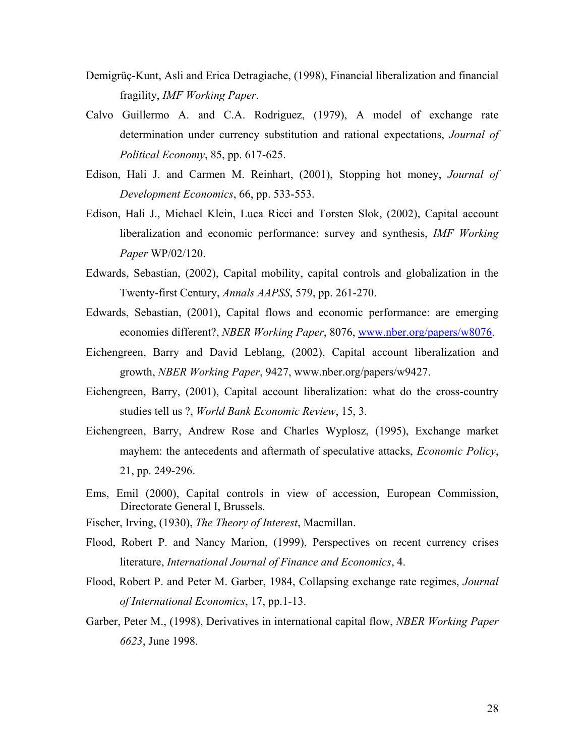Demigrüç-Kunt, Asli and Erica Detragiache, (1998), Financial liberalization and financial fragility, *IMF Working Paper*.

Calvo Guillermo A. and C.A. Rodriguez, (1979), A model of exchange rate determination under currency substitution and rational expectations, *Journal of Political Economy*, 85, pp. 617-625.

Edison, Hali J. and Carmen M. Reinhart, (2001), Stopping hot money, *Journal of Development Economics*, 66, pp. 533-553.

Edison, Hali J., Michael Klein, Luca Ricci and Torsten Slok, (2002), Capital account liberalization and economic performance: survey and synthesis, *IMF Working Paper* WP/02/120.

Edwards, Sebastian, (2002), Capital mobility, capital controls and globalization in the Twenty-first Century, *Annals AAPSS*, 579, pp. 261-270.

Edwards, Sebastian, (2001), Capital flows and economic performance: are emerging economies different?, *NBER Working Paper*, 8076, www.nber.org/papers/w8076.

Eichengreen, Barry and David Leblang, (2002), Capital account liberalization and growth, *NBER Working Paper*, 9427, www.nber.org/papers/w9427.

Eichengreen, Barry, (2001), Capital account liberalization: what do the cross-country studies tell us ?, *World Bank Economic Review*, 15, 3.

Eichengreen, Barry, Andrew Rose and Charles Wyplosz, (1995), Exchange market mayhem: the antecedents and aftermath of speculative attacks, *Economic Policy*, 21, pp. 249-296.

Ems, Emil (2000), Capital controls in view of accession, European Commission, Directorate General I, Brussels.

Fischer, Irving, (1930), *The Theory of Interest*, Macmillan.

Flood, Robert P. and Nancy Marion, (1999), Perspectives on recent currency crises literature, *International Journal of Finance and Economics*, 4.

Flood, Robert P. and Peter M. Garber, 1984, Collapsing exchange rate regimes, *Journal of International Economics*, 17, pp.1-13.

Garber, Peter M., (1998), Derivatives in international capital flow, *NBER Working Paper 6623*, June 1998.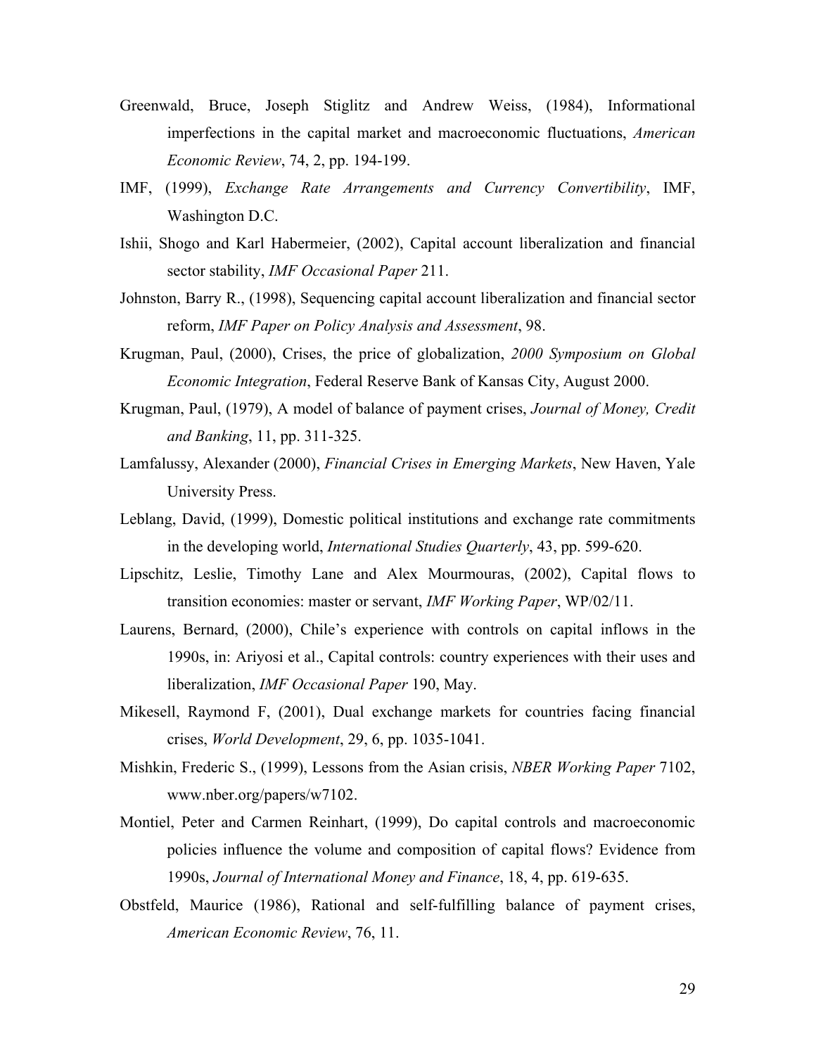Greenwald, Bruce, Joseph Stiglitz and Andrew Weiss, (1984), Informational imperfections in the capital market and macroeconomic fluctuations, *American Economic Review*, 74, 2, pp. 194-199.

IMF, (1999), *Exchange Rate Arrangements and Currency Convertibility*, IMF, Washington D.C.

Ishii, Shogo and Karl Habermeier, (2002), Capital account liberalization and financial sector stability, *IMF Occasional Paper* 211.

Johnston, Barry R., (1998), Sequencing capital account liberalization and financial sector reform, *IMF Paper on Policy Analysis and Assessment*, 98.

Krugman, Paul, (2000), Crises, the price of globalization, *2000 Symposium on Global Economic Integration*, Federal Reserve Bank of Kansas City, August 2000.

Krugman, Paul, (1979), A model of balance of payment crises, *Journal of Money, Credit and Banking*, 11, pp. 311-325.

Lamfalussy, Alexander (2000), *Financial Crises in Emerging Markets*, New Haven, Yale University Press.

Leblang, David, (1999), Domestic political institutions and exchange rate commitments in the developing world, *International Studies Quarterly*, 43, pp. 599-620.

Lipschitz, Leslie, Timothy Lane and Alex Mourmouras, (2002), Capital flows to transition economies: master or servant, *IMF Working Paper*, WP/02/11.

Laurens, Bernard, (2000), Chile's experience with controls on capital inflows in the 1990s, in: Ariyosi et al., Capital controls: country experiences with their uses and liberalization, *IMF Occasional Paper* 190, May.

Mikesell, Raymond F, (2001), Dual exchange markets for countries facing financial crises, *World Development*, 29, 6, pp. 1035-1041.

Mishkin, Frederic S., (1999), Lessons from the Asian crisis, *NBER Working Paper* 7102, www.nber.org/papers/w7102.

Montiel, Peter and Carmen Reinhart, (1999), Do capital controls and macroeconomic policies influence the volume and composition of capital flows? Evidence from 1990s, *Journal of International Money and Finance*, 18, 4, pp. 619-635.

Obstfeld, Maurice (1986), Rational and self-fulfilling balance of payment crises, *American Economic Review*, 76, 11.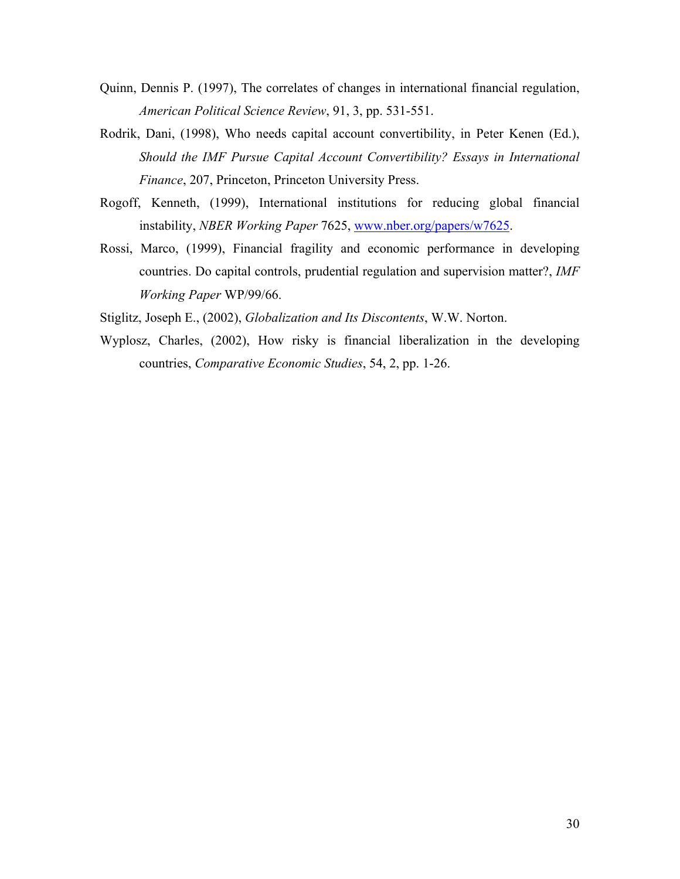Quinn, Dennis P. (1997), The correlates of changes in international financial regulation, *American Political Science Review*, 91, 3, pp. 531-551.

Rodrik, Dani, (1998), Who needs capital account convertibility, in Peter Kenen (Ed.), *Should the IMF Pursue Capital Account Convertibility? Essays in International Finance*, 207, Princeton, Princeton University Press.

Rogoff, Kenneth, (1999), International institutions for reducing global financial instability, *NBER Working Paper* 7625, www.nber.org/papers/w7625.

Rossi, Marco, (1999), Financial fragility and economic performance in developing countries. Do capital controls, prudential regulation and supervision matter?, *IMF Working Paper* WP/99/66.

Stiglitz, Joseph E., (2002), *Globalization and Its Discontents*, W.W. Norton.

Wyplosz, Charles, (2002), How risky is financial liberalization in the developing countries, *Comparative Economic Studies*, 54, 2, pp. 1-26.